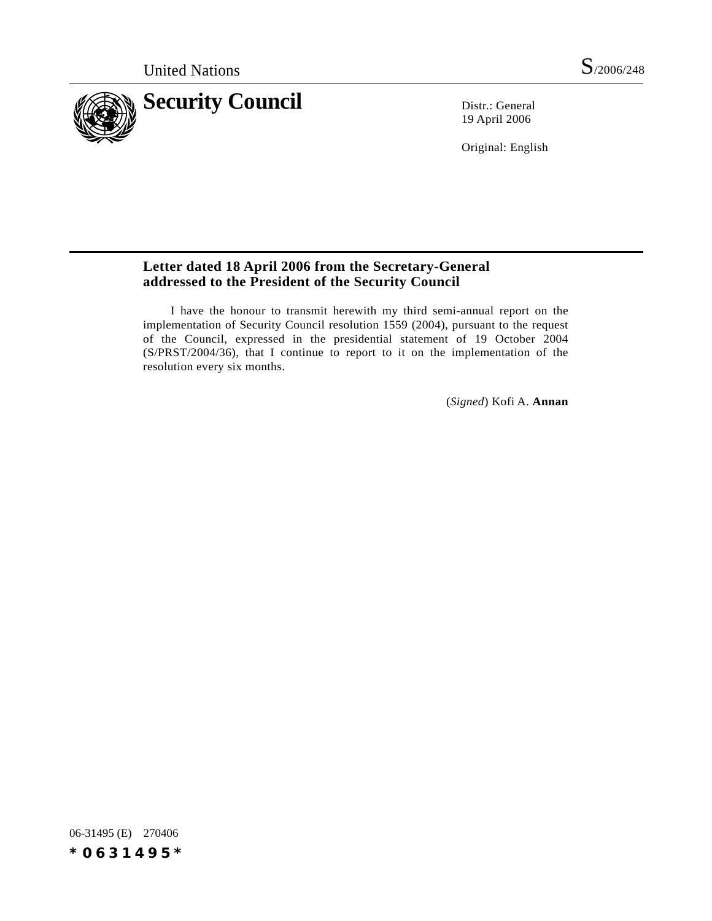United Nations S/2006/248

# Security Council

Distr.: General
19 April 2006

Original: English

## Letter dated 18 April 2006 from the Secretary-General addressed to the President of the Security Council

I have the honour to transmit herewith my third semi-annual report on the implementation of Security Council resolution 1559 (2004), pursuant to the request of the Council, expressed in the presidential statement of 19 October 2004 (S/PRST/2004/36), that I continue to report to it on the implementation of the resolution every six months.

(*Signed*) Kofi A. **Annan**

06-31495 (E) 270406

*0631495*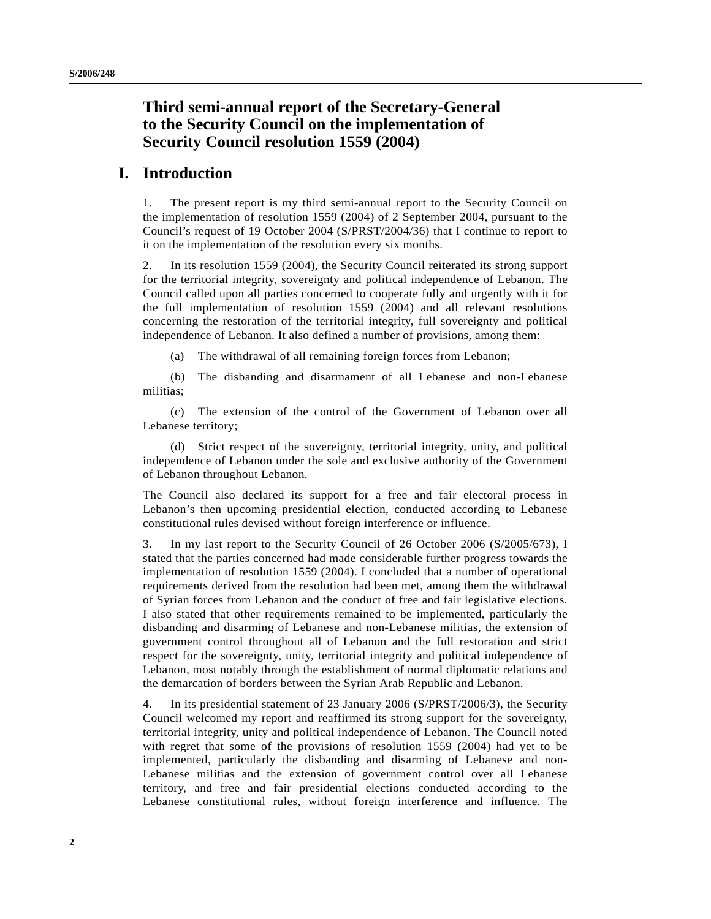# Third semi-annual report of the Secretary-General to the Security Council on the implementation of Security Council resolution 1559 (2004)

## I. Introduction

1. The present report is my third semi-annual report to the Security Council on the implementation of resolution 1559 (2004) of 2 September 2004, pursuant to the Council's request of 19 October 2004 (S/PRST/2004/36) that I continue to report to it on the implementation of the resolution every six months.

2. In its resolution 1559 (2004), the Security Council reiterated its strong support for the territorial integrity, sovereignty and political independence of Lebanon. The Council called upon all parties concerned to cooperate fully and urgently with it for the full implementation of resolution 1559 (2004) and all relevant resolutions concerning the restoration of the territorial integrity, full sovereignty and political independence of Lebanon. It also defined a number of provisions, among them:

(a) The withdrawal of all remaining foreign forces from Lebanon;

(b) The disbanding and disarmament of all Lebanese and non-Lebanese militias;

(c) The extension of the control of the Government of Lebanon over all Lebanese territory;

(d) Strict respect of the sovereignty, territorial integrity, unity, and political independence of Lebanon under the sole and exclusive authority of the Government of Lebanon throughout Lebanon.

The Council also declared its support for a free and fair electoral process in Lebanon's then upcoming presidential election, conducted according to Lebanese constitutional rules devised without foreign interference or influence.

3. In my last report to the Security Council of 26 October 2006 (S/2005/673), I stated that the parties concerned had made considerable further progress towards the implementation of resolution 1559 (2004). I concluded that a number of operational requirements derived from the resolution had been met, among them the withdrawal of Syrian forces from Lebanon and the conduct of free and fair legislative elections. I also stated that other requirements remained to be implemented, particularly the disbanding and disarming of Lebanese and non-Lebanese militias, the extension of government control throughout all of Lebanon and the full restoration and strict respect for the sovereignty, unity, territorial integrity and political independence of Lebanon, most notably through the establishment of normal diplomatic relations and the demarcation of borders between the Syrian Arab Republic and Lebanon.

4. In its presidential statement of 23 January 2006 (S/PRST/2006/3), the Security Council welcomed my report and reaffirmed its strong support for the sovereignty, territorial integrity, unity and political independence of Lebanon. The Council noted with regret that some of the provisions of resolution 1559 (2004) had yet to be implemented, particularly the disbanding and disarming of Lebanese and non-Lebanese militias and the extension of government control over all Lebanese territory, and free and fair presidential elections conducted according to the Lebanese constitutional rules, without foreign interference and influence. The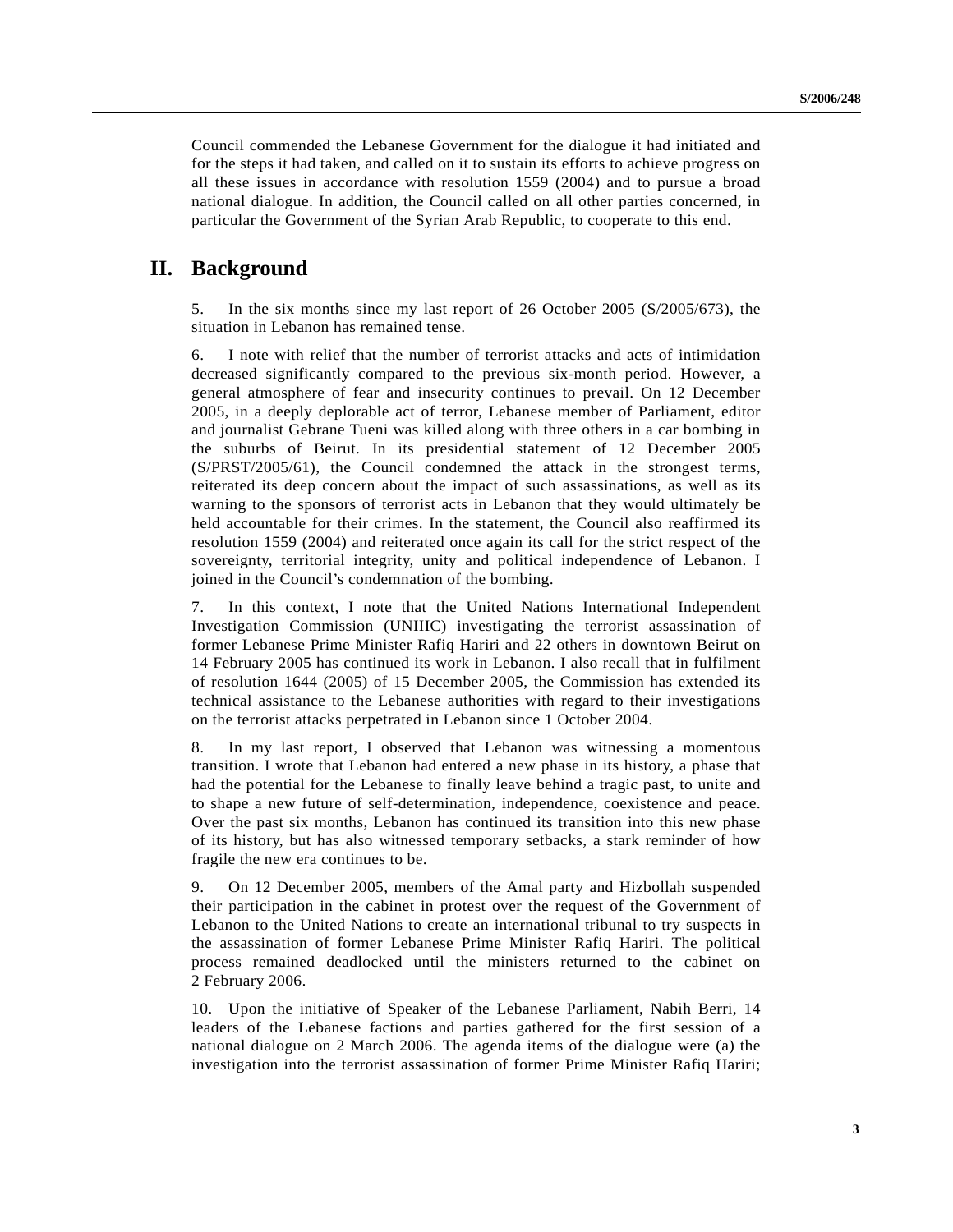Council commended the Lebanese Government for the dialogue it had initiated and for the steps it had taken, and called on it to sustain its efforts to achieve progress on all these issues in accordance with resolution 1559 (2004) and to pursue a broad national dialogue. In addition, the Council called on all other parties concerned, in particular the Government of the Syrian Arab Republic, to cooperate to this end.

## II. Background

5. In the six months since my last report of 26 October 2005 (S/2005/673), the situation in Lebanon has remained tense.

6. I note with relief that the number of terrorist attacks and acts of intimidation decreased significantly compared to the previous six-month period. However, a general atmosphere of fear and insecurity continues to prevail. On 12 December 2005, in a deeply deplorable act of terror, Lebanese member of Parliament, editor and journalist Gebrane Tueni was killed along with three others in a car bombing in the suburbs of Beirut. In its presidential statement of 12 December 2005 (S/PRST/2005/61), the Council condemned the attack in the strongest terms, reiterated its deep concern about the impact of such assassinations, as well as its warning to the sponsors of terrorist acts in Lebanon that they would ultimately be held accountable for their crimes. In the statement, the Council also reaffirmed its resolution 1559 (2004) and reiterated once again its call for the strict respect of the sovereignty, territorial integrity, unity and political independence of Lebanon. I joined in the Council's condemnation of the bombing.

7. In this context, I note that the United Nations International Independent Investigation Commission (UNIIIC) investigating the terrorist assassination of former Lebanese Prime Minister Rafiq Hariri and 22 others in downtown Beirut on 14 February 2005 has continued its work in Lebanon. I also recall that in fulfilment of resolution 1644 (2005) of 15 December 2005, the Commission has extended its technical assistance to the Lebanese authorities with regard to their investigations on the terrorist attacks perpetrated in Lebanon since 1 October 2004.

8. In my last report, I observed that Lebanon was witnessing a momentous transition. I wrote that Lebanon had entered a new phase in its history, a phase that had the potential for the Lebanese to finally leave behind a tragic past, to unite and to shape a new future of self-determination, independence, coexistence and peace. Over the past six months, Lebanon has continued its transition into this new phase of its history, but has also witnessed temporary setbacks, a stark reminder of how fragile the new era continues to be.

9. On 12 December 2005, members of the Amal party and Hizbollah suspended their participation in the cabinet in protest over the request of the Government of Lebanon to the United Nations to create an international tribunal to try suspects in the assassination of former Lebanese Prime Minister Rafiq Hariri. The political process remained deadlocked until the ministers returned to the cabinet on 2 February 2006.

10. Upon the initiative of Speaker of the Lebanese Parliament, Nabih Berri, 14 leaders of the Lebanese factions and parties gathered for the first session of a national dialogue on 2 March 2006. The agenda items of the dialogue were (a) the investigation into the terrorist assassination of former Prime Minister Rafiq Hariri;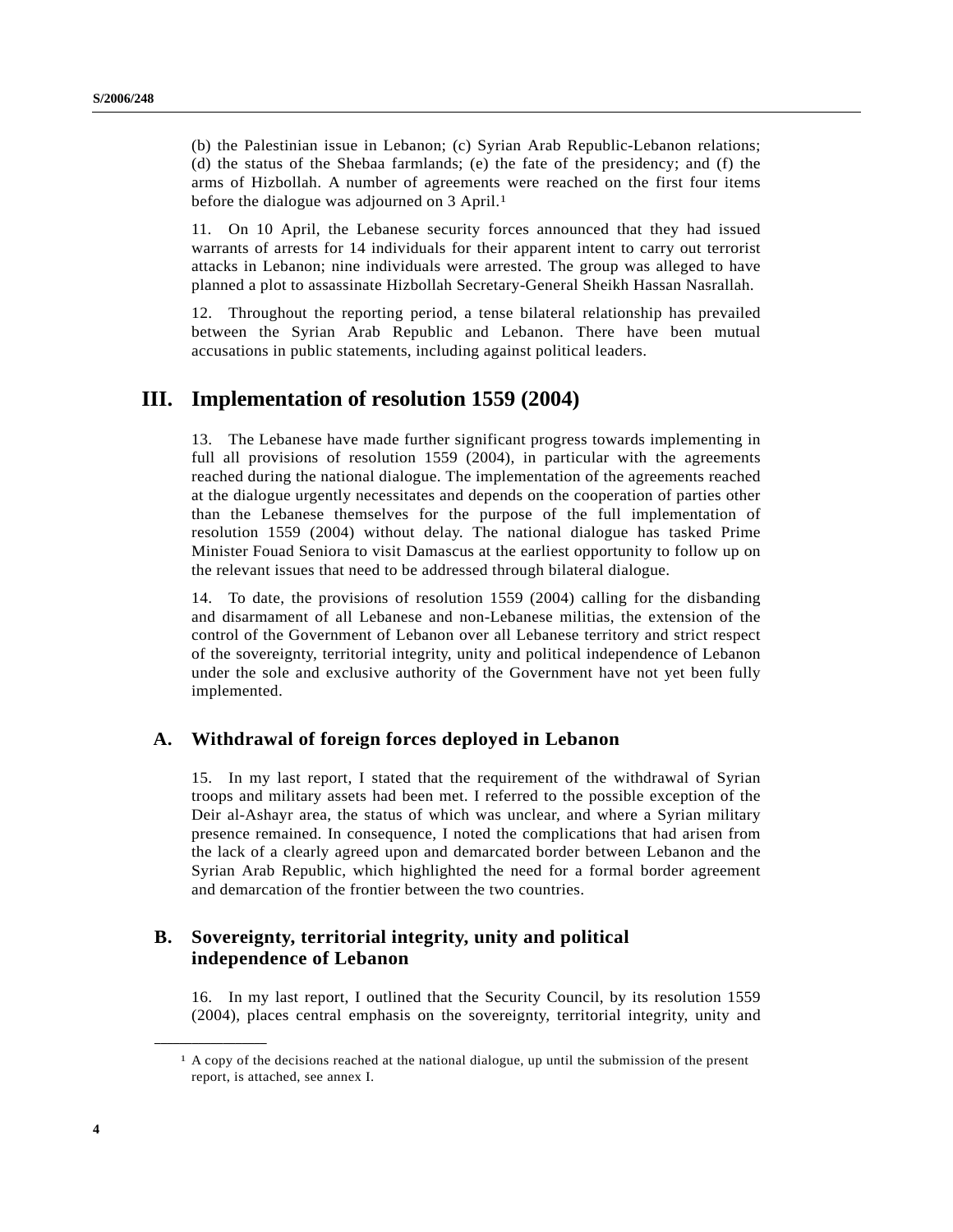(b) the Palestinian issue in Lebanon; (c) Syrian Arab Republic-Lebanon relations; (d) the status of the Shebaa farmlands; (e) the fate of the presidency; and (f) the arms of Hizbollah. A number of agreements were reached on the first four items before the dialogue was adjourned on 3 April.[1]

11. On 10 April, the Lebanese security forces announced that they had issued warrants of arrests for 14 individuals for their apparent intent to carry out terrorist attacks in Lebanon; nine individuals were arrested. The group was alleged to have planned a plot to assassinate Hizbollah Secretary-General Sheikh Hassan Nasrallah.

12. Throughout the reporting period, a tense bilateral relationship has prevailed between the Syrian Arab Republic and Lebanon. There have been mutual accusations in public statements, including against political leaders.

## III. Implementation of resolution 1559 (2004)

13. The Lebanese have made further significant progress towards implementing in full all provisions of resolution 1559 (2004), in particular with the agreements reached during the national dialogue. The implementation of the agreements reached at the dialogue urgently necessitates and depends on the cooperation of parties other than the Lebanese themselves for the purpose of the full implementation of resolution 1559 (2004) without delay. The national dialogue has tasked Prime Minister Fouad Seniora to visit Damascus at the earliest opportunity to follow up on the relevant issues that need to be addressed through bilateral dialogue.

14. To date, the provisions of resolution 1559 (2004) calling for the disbanding and disarmament of all Lebanese and non-Lebanese militias, the extension of the control of the Government of Lebanon over all Lebanese territory and strict respect of the sovereignty, territorial integrity, unity and political independence of Lebanon under the sole and exclusive authority of the Government have not yet been fully implemented.

### A. Withdrawal of foreign forces deployed in Lebanon

15. In my last report, I stated that the requirement of the withdrawal of Syrian troops and military assets had been met. I referred to the possible exception of the Deir al-Ashayr area, the status of which was unclear, and where a Syrian military presence remained. In consequence, I noted the complications that had arisen from the lack of a clearly agreed upon and demarcated border between Lebanon and the Syrian Arab Republic, which highlighted the need for a formal border agreement and demarcation of the frontier between the two countries.

### B. Sovereignty, territorial integrity, unity and political independence of Lebanon

16. In my last report, I outlined that the Security Council, by its resolution 1559 (2004), places central emphasis on the sovereignty, territorial integrity, unity and

---

[1] A copy of the decisions reached at the national dialogue, up until the submission of the present report, is attached, see annex I.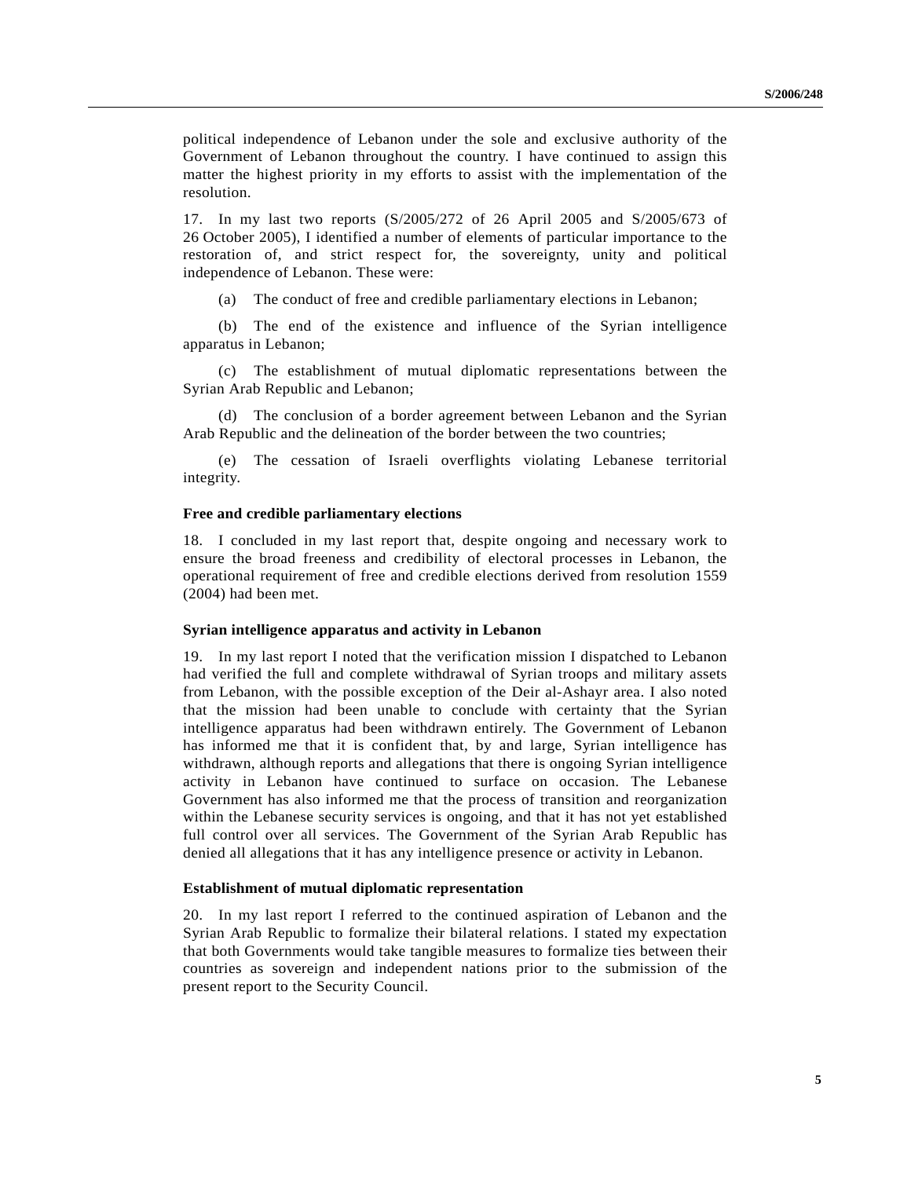political independence of Lebanon under the sole and exclusive authority of the Government of Lebanon throughout the country. I have continued to assign this matter the highest priority in my efforts to assist with the implementation of the resolution.

17. In my last two reports (S/2005/272 of 26 April 2005 and S/2005/673 of 26 October 2005), I identified a number of elements of particular importance to the restoration of, and strict respect for, the sovereignty, unity and political independence of Lebanon. These were:

(a) The conduct of free and credible parliamentary elections in Lebanon;

(b) The end of the existence and influence of the Syrian intelligence apparatus in Lebanon;

(c) The establishment of mutual diplomatic representations between the Syrian Arab Republic and Lebanon;

(d) The conclusion of a border agreement between Lebanon and the Syrian Arab Republic and the delineation of the border between the two countries;

(e) The cessation of Israeli overflights violating Lebanese territorial integrity.

### Free and credible parliamentary elections

18. I concluded in my last report that, despite ongoing and necessary work to ensure the broad freeness and credibility of electoral processes in Lebanon, the operational requirement of free and credible elections derived from resolution 1559 (2004) had been met.

### Syrian intelligence apparatus and activity in Lebanon

19. In my last report I noted that the verification mission I dispatched to Lebanon had verified the full and complete withdrawal of Syrian troops and military assets from Lebanon, with the possible exception of the Deir al-Ashayr area. I also noted that the mission had been unable to conclude with certainty that the Syrian intelligence apparatus had been withdrawn entirely. The Government of Lebanon has informed me that it is confident that, by and large, Syrian intelligence has withdrawn, although reports and allegations that there is ongoing Syrian intelligence activity in Lebanon have continued to surface on occasion. The Lebanese Government has also informed me that the process of transition and reorganization within the Lebanese security services is ongoing, and that it has not yet established full control over all services. The Government of the Syrian Arab Republic has denied all allegations that it has any intelligence presence or activity in Lebanon.

### Establishment of mutual diplomatic representation

20. In my last report I referred to the continued aspiration of Lebanon and the Syrian Arab Republic to formalize their bilateral relations. I stated my expectation that both Governments would take tangible measures to formalize ties between their countries as sovereign and independent nations prior to the submission of the present report to the Security Council.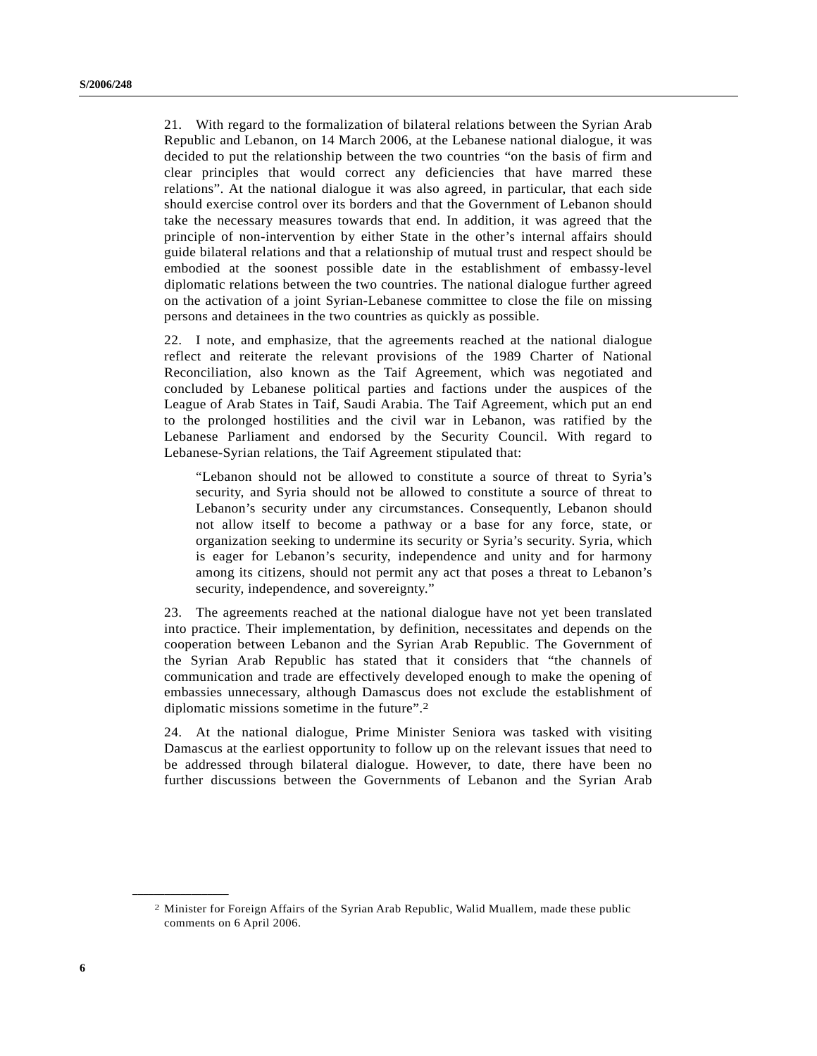21. With regard to the formalization of bilateral relations between the Syrian Arab Republic and Lebanon, on 14 March 2006, at the Lebanese national dialogue, it was decided to put the relationship between the two countries "on the basis of firm and clear principles that would correct any deficiencies that have marred these relations". At the national dialogue it was also agreed, in particular, that each side should exercise control over its borders and that the Government of Lebanon should take the necessary measures towards that end. In addition, it was agreed that the principle of non-intervention by either State in the other's internal affairs should guide bilateral relations and that a relationship of mutual trust and respect should be embodied at the soonest possible date in the establishment of embassy-level diplomatic relations between the two countries. The national dialogue further agreed on the activation of a joint Syrian-Lebanese committee to close the file on missing persons and detainees in the two countries as quickly as possible.

22. I note, and emphasize, that the agreements reached at the national dialogue reflect and reiterate the relevant provisions of the 1989 Charter of National Reconciliation, also known as the Taif Agreement, which was negotiated and concluded by Lebanese political parties and factions under the auspices of the League of Arab States in Taif, Saudi Arabia. The Taif Agreement, which put an end to the prolonged hostilities and the civil war in Lebanon, was ratified by the Lebanese Parliament and endorsed by the Security Council. With regard to Lebanese-Syrian relations, the Taif Agreement stipulated that:

> "Lebanon should not be allowed to constitute a source of threat to Syria's security, and Syria should not be allowed to constitute a source of threat to Lebanon's security under any circumstances. Consequently, Lebanon should not allow itself to become a pathway or a base for any force, state, or organization seeking to undermine its security or Syria's security. Syria, which is eager for Lebanon's security, independence and unity and for harmony among its citizens, should not permit any act that poses a threat to Lebanon's security, independence, and sovereignty."

23. The agreements reached at the national dialogue have not yet been translated into practice. Their implementation, by definition, necessitates and depends on the cooperation between Lebanon and the Syrian Arab Republic. The Government of the Syrian Arab Republic has stated that it considers that "the channels of communication and trade are effectively developed enough to make the opening of embassies unnecessary, although Damascus does not exclude the establishment of diplomatic missions sometime in the future".[2]

24. At the national dialogue, Prime Minister Seniora was tasked with visiting Damascus at the earliest opportunity to follow up on the relevant issues that need to be addressed through bilateral dialogue. However, to date, there have been no further discussions between the Governments of Lebanon and the Syrian Arab

---

[2] Minister for Foreign Affairs of the Syrian Arab Republic, Walid Muallem, made these public comments on 6 April 2006.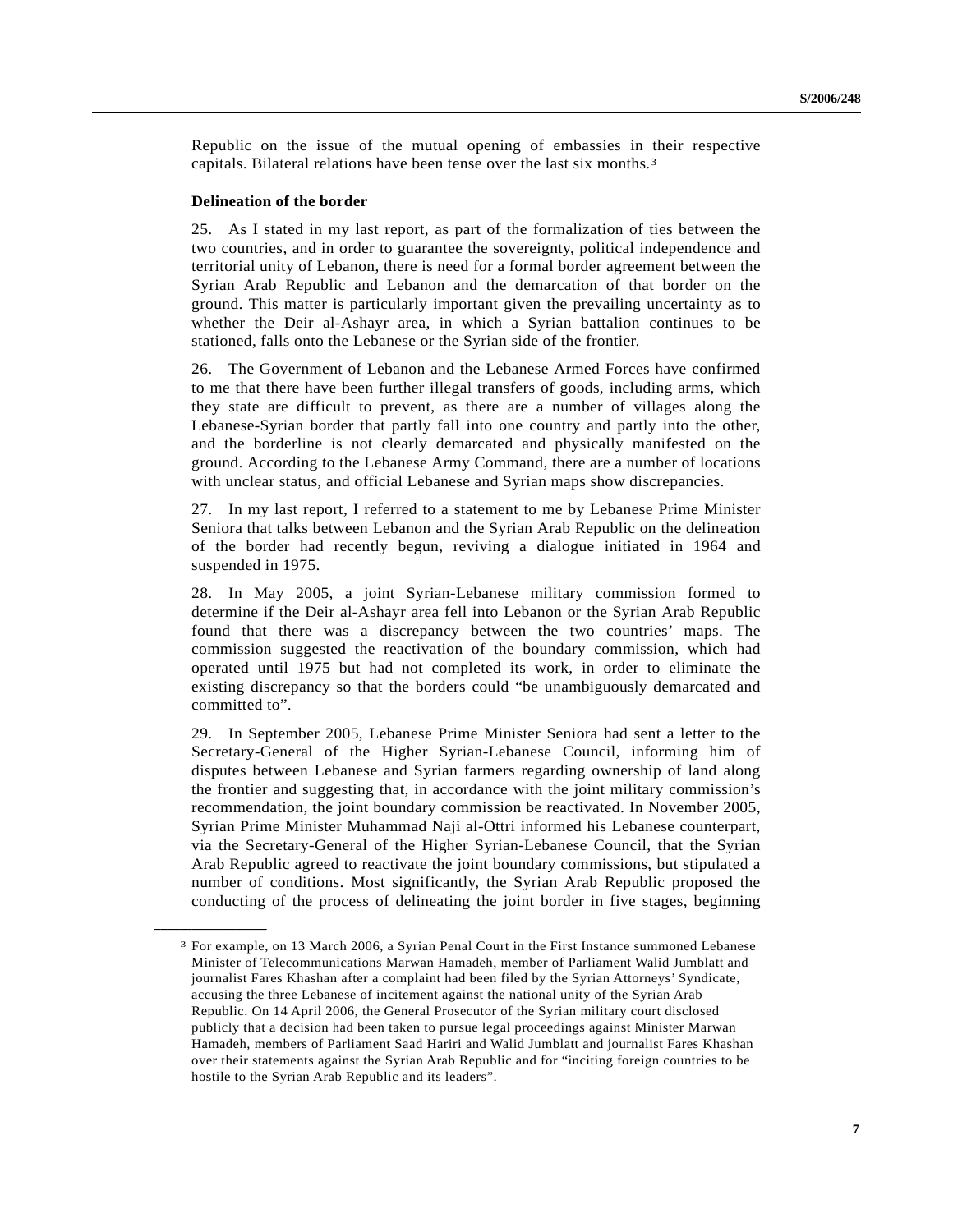Republic on the issue of the mutual opening of embassies in their respective capitals. Bilateral relations have been tense over the last six months.[3]

**Delineation of the border**

25. As I stated in my last report, as part of the formalization of ties between the two countries, and in order to guarantee the sovereignty, political independence and territorial unity of Lebanon, there is need for a formal border agreement between the Syrian Arab Republic and Lebanon and the demarcation of that border on the ground. This matter is particularly important given the prevailing uncertainty as to whether the Deir al-Ashayr area, in which a Syrian battalion continues to be stationed, falls onto the Lebanese or the Syrian side of the frontier.

26. The Government of Lebanon and the Lebanese Armed Forces have confirmed to me that there have been further illegal transfers of goods, including arms, which they state are difficult to prevent, as there are a number of villages along the Lebanese-Syrian border that partly fall into one country and partly into the other, and the borderline is not clearly demarcated and physically manifested on the ground. According to the Lebanese Army Command, there are a number of locations with unclear status, and official Lebanese and Syrian maps show discrepancies.

27. In my last report, I referred to a statement to me by Lebanese Prime Minister Seniora that talks between Lebanon and the Syrian Arab Republic on the delineation of the border had recently begun, reviving a dialogue initiated in 1964 and suspended in 1975.

28. In May 2005, a joint Syrian-Lebanese military commission formed to determine if the Deir al-Ashayr area fell into Lebanon or the Syrian Arab Republic found that there was a discrepancy between the two countries' maps. The commission suggested the reactivation of the boundary commission, which had operated until 1975 but had not completed its work, in order to eliminate the existing discrepancy so that the borders could "be unambiguously demarcated and committed to".

29. In September 2005, Lebanese Prime Minister Seniora had sent a letter to the Secretary-General of the Higher Syrian-Lebanese Council, informing him of disputes between Lebanese and Syrian farmers regarding ownership of land along the frontier and suggesting that, in accordance with the joint military commission's recommendation, the joint boundary commission be reactivated. In November 2005, Syrian Prime Minister Muhammad Naji al-Ottri informed his Lebanese counterpart, via the Secretary-General of the Higher Syrian-Lebanese Council, that the Syrian Arab Republic agreed to reactivate the joint boundary commissions, but stipulated a number of conditions. Most significantly, the Syrian Arab Republic proposed the conducting of the process of delineating the joint border in five stages, beginning

---

[3] For example, on 13 March 2006, a Syrian Penal Court in the First Instance summoned Lebanese Minister of Telecommunications Marwan Hamadeh, member of Parliament Walid Jumblatt and journalist Fares Khashan after a complaint had been filed by the Syrian Attorneys' Syndicate, accusing the three Lebanese of incitement against the national unity of the Syrian Arab Republic. On 14 April 2006, the General Prosecutor of the Syrian military court disclosed publicly that a decision had been taken to pursue legal proceedings against Minister Marwan Hamadeh, members of Parliament Saad Hariri and Walid Jumblatt and journalist Fares Khashan over their statements against the Syrian Arab Republic and for "inciting foreign countries to be hostile to the Syrian Arab Republic and its leaders".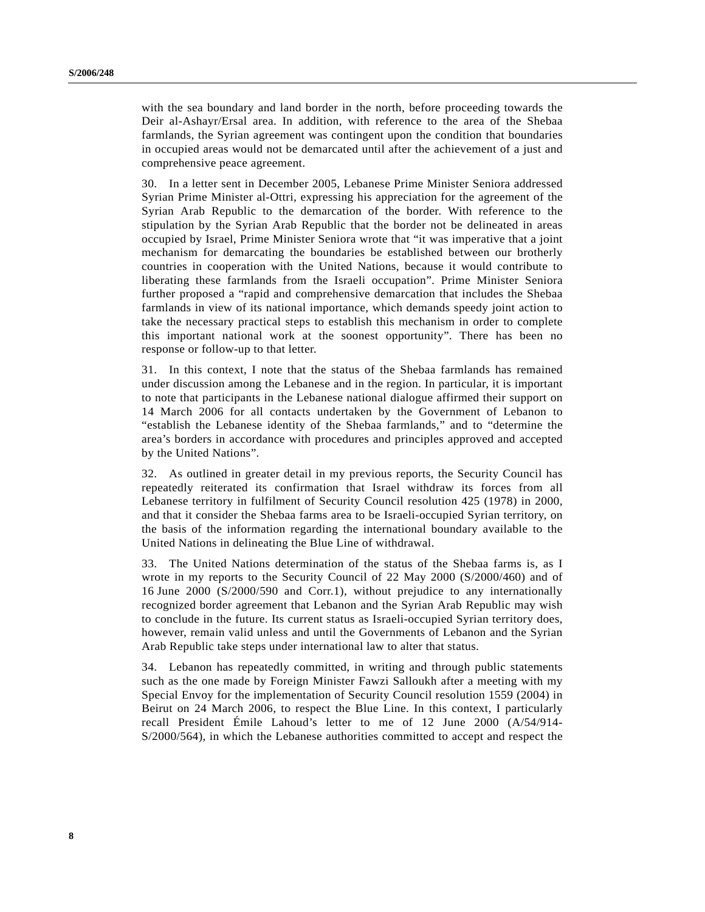with the sea boundary and land border in the north, before proceeding towards the Deir al-Ashayr/Ersal area. In addition, with reference to the area of the Shebaa farmlands, the Syrian agreement was contingent upon the condition that boundaries in occupied areas would not be demarcated until after the achievement of a just and comprehensive peace agreement.

30. In a letter sent in December 2005, Lebanese Prime Minister Seniora addressed Syrian Prime Minister al-Ottri, expressing his appreciation for the agreement of the Syrian Arab Republic to the demarcation of the border. With reference to the stipulation by the Syrian Arab Republic that the border not be delineated in areas occupied by Israel, Prime Minister Seniora wrote that "it was imperative that a joint mechanism for demarcating the boundaries be established between our brotherly countries in cooperation with the United Nations, because it would contribute to liberating these farmlands from the Israeli occupation". Prime Minister Seniora further proposed a "rapid and comprehensive demarcation that includes the Shebaa farmlands in view of its national importance, which demands speedy joint action to take the necessary practical steps to establish this mechanism in order to complete this important national work at the soonest opportunity". There has been no response or follow-up to that letter.

31. In this context, I note that the status of the Shebaa farmlands has remained under discussion among the Lebanese and in the region. In particular, it is important to note that participants in the Lebanese national dialogue affirmed their support on 14 March 2006 for all contacts undertaken by the Government of Lebanon to "establish the Lebanese identity of the Shebaa farmlands," and to "determine the area's borders in accordance with procedures and principles approved and accepted by the United Nations".

32. As outlined in greater detail in my previous reports, the Security Council has repeatedly reiterated its confirmation that Israel withdraw its forces from all Lebanese territory in fulfilment of Security Council resolution 425 (1978) in 2000, and that it consider the Shebaa farms area to be Israeli-occupied Syrian territory, on the basis of the information regarding the international boundary available to the United Nations in delineating the Blue Line of withdrawal.

33. The United Nations determination of the status of the Shebaa farms is, as I wrote in my reports to the Security Council of 22 May 2000 (S/2000/460) and of 16 June 2000 (S/2000/590 and Corr.1), without prejudice to any internationally recognized border agreement that Lebanon and the Syrian Arab Republic may wish to conclude in the future. Its current status as Israeli-occupied Syrian territory does, however, remain valid unless and until the Governments of Lebanon and the Syrian Arab Republic take steps under international law to alter that status.

34. Lebanon has repeatedly committed, in writing and through public statements such as the one made by Foreign Minister Fawzi Salloukh after a meeting with my Special Envoy for the implementation of Security Council resolution 1559 (2004) in Beirut on 24 March 2006, to respect the Blue Line. In this context, I particularly recall President Émile Lahoud's letter to me of 12 June 2000 (A/54/914-S/2000/564), in which the Lebanese authorities committed to accept and respect the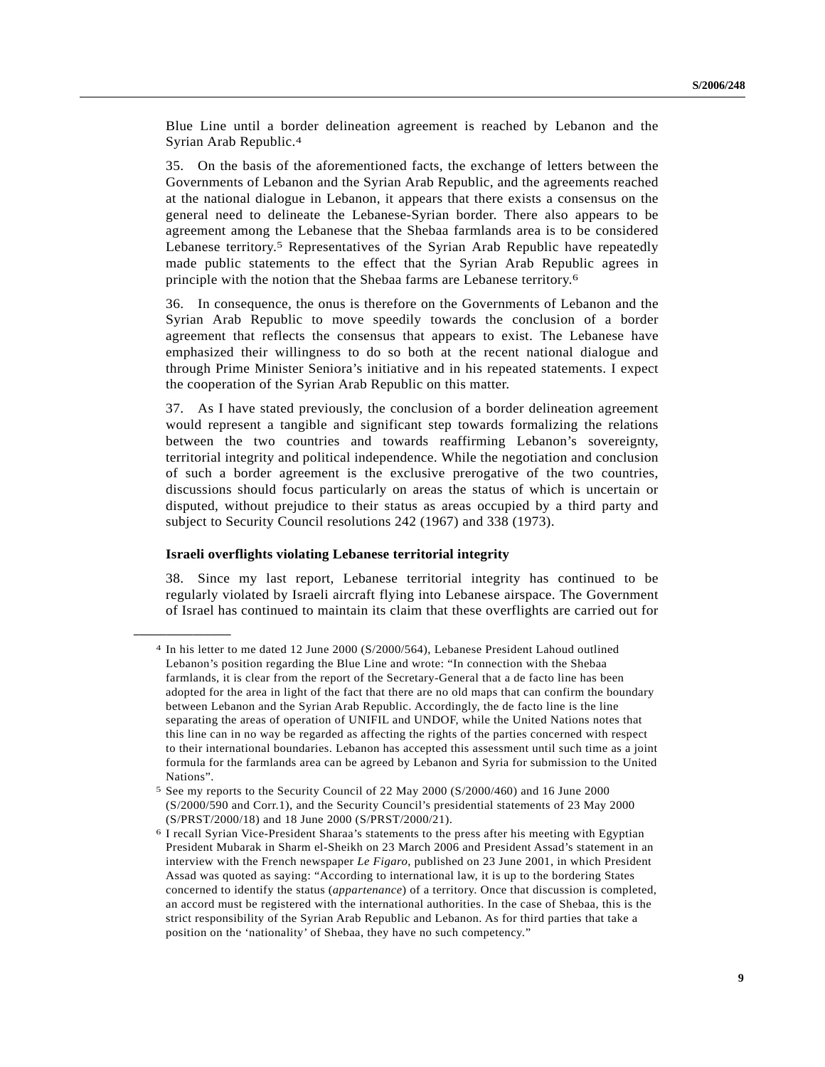Blue Line until a border delineation agreement is reached by Lebanon and the Syrian Arab Republic.[4]

35. On the basis of the aforementioned facts, the exchange of letters between the Governments of Lebanon and the Syrian Arab Republic, and the agreements reached at the national dialogue in Lebanon, it appears that there exists a consensus on the general need to delineate the Lebanese-Syrian border. There also appears to be agreement among the Lebanese that the Shebaa farmlands area is to be considered Lebanese territory.[5] Representatives of the Syrian Arab Republic have repeatedly made public statements to the effect that the Syrian Arab Republic agrees in principle with the notion that the Shebaa farms are Lebanese territory.[6]

36. In consequence, the onus is therefore on the Governments of Lebanon and the Syrian Arab Republic to move speedily towards the conclusion of a border agreement that reflects the consensus that appears to exist. The Lebanese have emphasized their willingness to do so both at the recent national dialogue and through Prime Minister Seniora's initiative and in his repeated statements. I expect the cooperation of the Syrian Arab Republic on this matter.

37. As I have stated previously, the conclusion of a border delineation agreement would represent a tangible and significant step towards formalizing the relations between the two countries and towards reaffirming Lebanon's sovereignty, territorial integrity and political independence. While the negotiation and conclusion of such a border agreement is the exclusive prerogative of the two countries, discussions should focus particularly on areas the status of which is uncertain or disputed, without prejudice to their status as areas occupied by a third party and subject to Security Council resolutions 242 (1967) and 338 (1973).

**Israeli overflights violating Lebanese territorial integrity**

38. Since my last report, Lebanese territorial integrity has continued to be regularly violated by Israeli aircraft flying into Lebanese airspace. The Government of Israel has continued to maintain its claim that these overflights are carried out for

---

[4] In his letter to me dated 12 June 2000 (S/2000/564), Lebanese President Lahoud outlined Lebanon's position regarding the Blue Line and wrote: "In connection with the Shebaa farmlands, it is clear from the report of the Secretary-General that a de facto line has been adopted for the area in light of the fact that there are no old maps that can confirm the boundary between Lebanon and the Syrian Arab Republic. Accordingly, the de facto line is the line separating the areas of operation of UNIFIL and UNDOF, while the United Nations notes that this line can in no way be regarded as affecting the rights of the parties concerned with respect to their international boundaries. Lebanon has accepted this assessment until such time as a joint formula for the farmlands area can be agreed by Lebanon and Syria for submission to the United Nations".

[5] See my reports to the Security Council of 22 May 2000 (S/2000/460) and 16 June 2000 (S/2000/590 and Corr.1), and the Security Council's presidential statements of 23 May 2000 (S/PRST/2000/18) and 18 June 2000 (S/PRST/2000/21).

[6] I recall Syrian Vice-President Sharaa's statements to the press after his meeting with Egyptian President Mubarak in Sharm el-Sheikh on 23 March 2006 and President Assad's statement in an interview with the French newspaper *Le Figaro*, published on 23 June 2001, in which President Assad was quoted as saying: "According to international law, it is up to the bordering States concerned to identify the status (*appartenance*) of a territory. Once that discussion is completed, an accord must be registered with the international authorities. In the case of Shebaa, this is the strict responsibility of the Syrian Arab Republic and Lebanon. As for third parties that take a position on the 'nationality' of Shebaa, they have no such competency."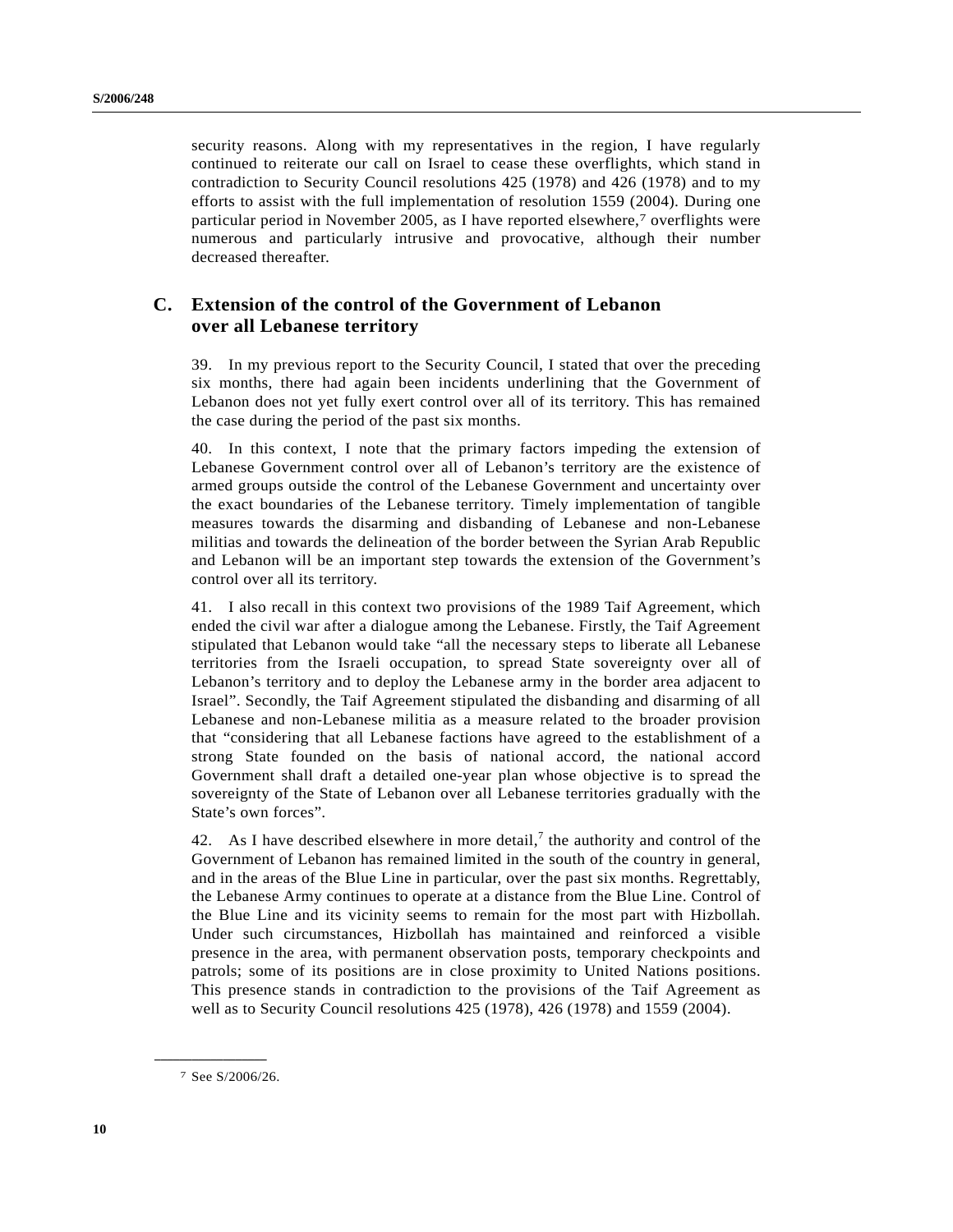security reasons. Along with my representatives in the region, I have regularly continued to reiterate our call on Israel to cease these overflights, which stand in contradiction to Security Council resolutions 425 (1978) and 426 (1978) and to my efforts to assist with the full implementation of resolution 1559 (2004). During one particular period in November 2005, as I have reported elsewhere,[7] overflights were numerous and particularly intrusive and provocative, although their number decreased thereafter.

## C. Extension of the control of the Government of Lebanon over all Lebanese territory

39. In my previous report to the Security Council, I stated that over the preceding six months, there had again been incidents underlining that the Government of Lebanon does not yet fully exert control over all of its territory. This has remained the case during the period of the past six months.

40. In this context, I note that the primary factors impeding the extension of Lebanese Government control over all of Lebanon's territory are the existence of armed groups outside the control of the Lebanese Government and uncertainty over the exact boundaries of the Lebanese territory. Timely implementation of tangible measures towards the disarming and disbanding of Lebanese and non-Lebanese militias and towards the delineation of the border between the Syrian Arab Republic and Lebanon will be an important step towards the extension of the Government's control over all its territory.

41. I also recall in this context two provisions of the 1989 Taif Agreement, which ended the civil war after a dialogue among the Lebanese. Firstly, the Taif Agreement stipulated that Lebanon would take "all the necessary steps to liberate all Lebanese territories from the Israeli occupation, to spread State sovereignty over all of Lebanon's territory and to deploy the Lebanese army in the border area adjacent to Israel". Secondly, the Taif Agreement stipulated the disbanding and disarming of all Lebanese and non-Lebanese militia as a measure related to the broader provision that "considering that all Lebanese factions have agreed to the establishment of a strong State founded on the basis of national accord, the national accord Government shall draft a detailed one-year plan whose objective is to spread the sovereignty of the State of Lebanon over all Lebanese territories gradually with the State's own forces".

42. As I have described elsewhere in more detail,[7] the authority and control of the Government of Lebanon has remained limited in the south of the country in general, and in the areas of the Blue Line in particular, over the past six months. Regrettably, the Lebanese Army continues to operate at a distance from the Blue Line. Control of the Blue Line and its vicinity seems to remain for the most part with Hizbollah. Under such circumstances, Hizbollah has maintained and reinforced a visible presence in the area, with permanent observation posts, temporary checkpoints and patrols; some of its positions are in close proximity to United Nations positions. This presence stands in contradiction to the provisions of the Taif Agreement as well as to Security Council resolutions 425 (1978), 426 (1978) and 1559 (2004).

---

[7] See S/2006/26.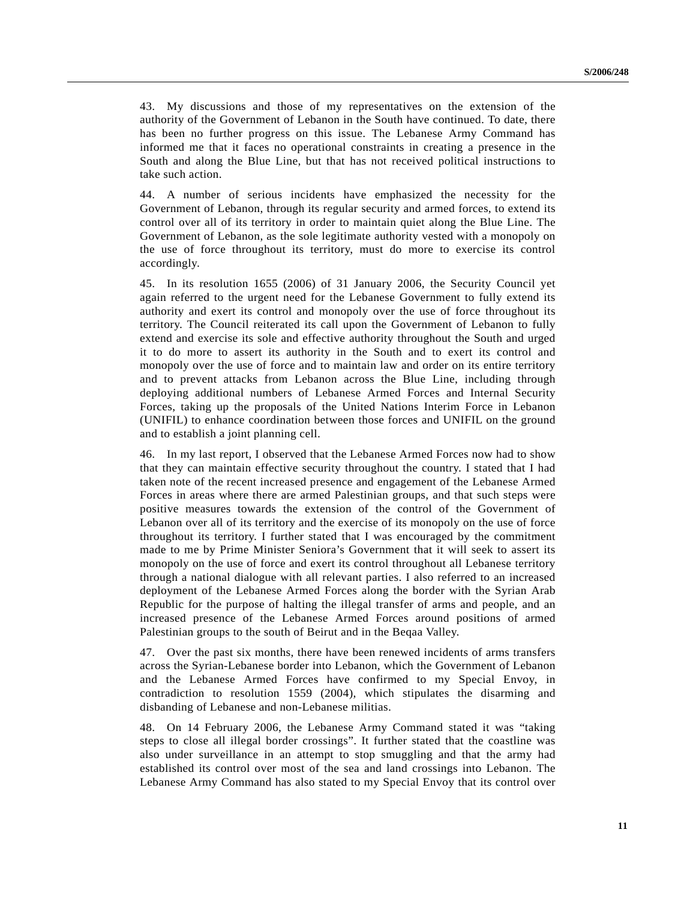43. My discussions and those of my representatives on the extension of the authority of the Government of Lebanon in the South have continued. To date, there has been no further progress on this issue. The Lebanese Army Command has informed me that it faces no operational constraints in creating a presence in the South and along the Blue Line, but that has not received political instructions to take such action.

44. A number of serious incidents have emphasized the necessity for the Government of Lebanon, through its regular security and armed forces, to extend its control over all of its territory in order to maintain quiet along the Blue Line. The Government of Lebanon, as the sole legitimate authority vested with a monopoly on the use of force throughout its territory, must do more to exercise its control accordingly.

45. In its resolution 1655 (2006) of 31 January 2006, the Security Council yet again referred to the urgent need for the Lebanese Government to fully extend its authority and exert its control and monopoly over the use of force throughout its territory. The Council reiterated its call upon the Government of Lebanon to fully extend and exercise its sole and effective authority throughout the South and urged it to do more to assert its authority in the South and to exert its control and monopoly over the use of force and to maintain law and order on its entire territory and to prevent attacks from Lebanon across the Blue Line, including through deploying additional numbers of Lebanese Armed Forces and Internal Security Forces, taking up the proposals of the United Nations Interim Force in Lebanon (UNIFIL) to enhance coordination between those forces and UNIFIL on the ground and to establish a joint planning cell.

46. In my last report, I observed that the Lebanese Armed Forces now had to show that they can maintain effective security throughout the country. I stated that I had taken note of the recent increased presence and engagement of the Lebanese Armed Forces in areas where there are armed Palestinian groups, and that such steps were positive measures towards the extension of the control of the Government of Lebanon over all of its territory and the exercise of its monopoly on the use of force throughout its territory. I further stated that I was encouraged by the commitment made to me by Prime Minister Seniora's Government that it will seek to assert its monopoly on the use of force and exert its control throughout all Lebanese territory through a national dialogue with all relevant parties. I also referred to an increased deployment of the Lebanese Armed Forces along the border with the Syrian Arab Republic for the purpose of halting the illegal transfer of arms and people, and an increased presence of the Lebanese Armed Forces around positions of armed Palestinian groups to the south of Beirut and in the Beqaa Valley.

47. Over the past six months, there have been renewed incidents of arms transfers across the Syrian-Lebanese border into Lebanon, which the Government of Lebanon and the Lebanese Armed Forces have confirmed to my Special Envoy, in contradiction to resolution 1559 (2004), which stipulates the disarming and disbanding of Lebanese and non-Lebanese militias.

48. On 14 February 2006, the Lebanese Army Command stated it was "taking steps to close all illegal border crossings". It further stated that the coastline was also under surveillance in an attempt to stop smuggling and that the army had established its control over most of the sea and land crossings into Lebanon. The Lebanese Army Command has also stated to my Special Envoy that its control over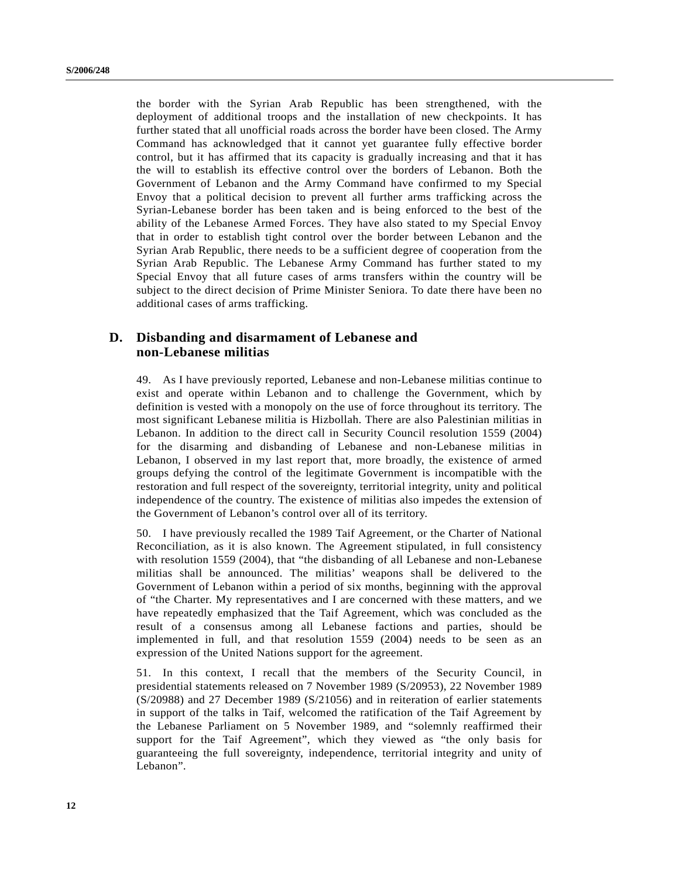the border with the Syrian Arab Republic has been strengthened, with the deployment of additional troops and the installation of new checkpoints. It has further stated that all unofficial roads across the border have been closed. The Army Command has acknowledged that it cannot yet guarantee fully effective border control, but it has affirmed that its capacity is gradually increasing and that it has the will to establish its effective control over the borders of Lebanon. Both the Government of Lebanon and the Army Command have confirmed to my Special Envoy that a political decision to prevent all further arms trafficking across the Syrian-Lebanese border has been taken and is being enforced to the best of the ability of the Lebanese Armed Forces. They have also stated to my Special Envoy that in order to establish tight control over the border between Lebanon and the Syrian Arab Republic, there needs to be a sufficient degree of cooperation from the Syrian Arab Republic. The Lebanese Army Command has further stated to my Special Envoy that all future cases of arms transfers within the country will be subject to the direct decision of Prime Minister Seniora. To date there have been no additional cases of arms trafficking.

## D. Disbanding and disarmament of Lebanese and non-Lebanese militias

49. As I have previously reported, Lebanese and non-Lebanese militias continue to exist and operate within Lebanon and to challenge the Government, which by definition is vested with a monopoly on the use of force throughout its territory. The most significant Lebanese militia is Hizbollah. There are also Palestinian militias in Lebanon. In addition to the direct call in Security Council resolution 1559 (2004) for the disarming and disbanding of Lebanese and non-Lebanese militias in Lebanon, I observed in my last report that, more broadly, the existence of armed groups defying the control of the legitimate Government is incompatible with the restoration and full respect of the sovereignty, territorial integrity, unity and political independence of the country. The existence of militias also impedes the extension of the Government of Lebanon's control over all of its territory.

50. I have previously recalled the 1989 Taif Agreement, or the Charter of National Reconciliation, as it is also known. The Agreement stipulated, in full consistency with resolution 1559 (2004), that "the disbanding of all Lebanese and non-Lebanese militias shall be announced. The militias' weapons shall be delivered to the Government of Lebanon within a period of six months, beginning with the approval of "the Charter. My representatives and I are concerned with these matters, and we have repeatedly emphasized that the Taif Agreement, which was concluded as the result of a consensus among all Lebanese factions and parties, should be implemented in full, and that resolution 1559 (2004) needs to be seen as an expression of the United Nations support for the agreement.

51. In this context, I recall that the members of the Security Council, in presidential statements released on 7 November 1989 (S/20953), 22 November 1989 (S/20988) and 27 December 1989 (S/21056) and in reiteration of earlier statements in support of the talks in Taif, welcomed the ratification of the Taif Agreement by the Lebanese Parliament on 5 November 1989, and "solemnly reaffirmed their support for the Taif Agreement", which they viewed as "the only basis for guaranteeing the full sovereignty, independence, territorial integrity and unity of Lebanon".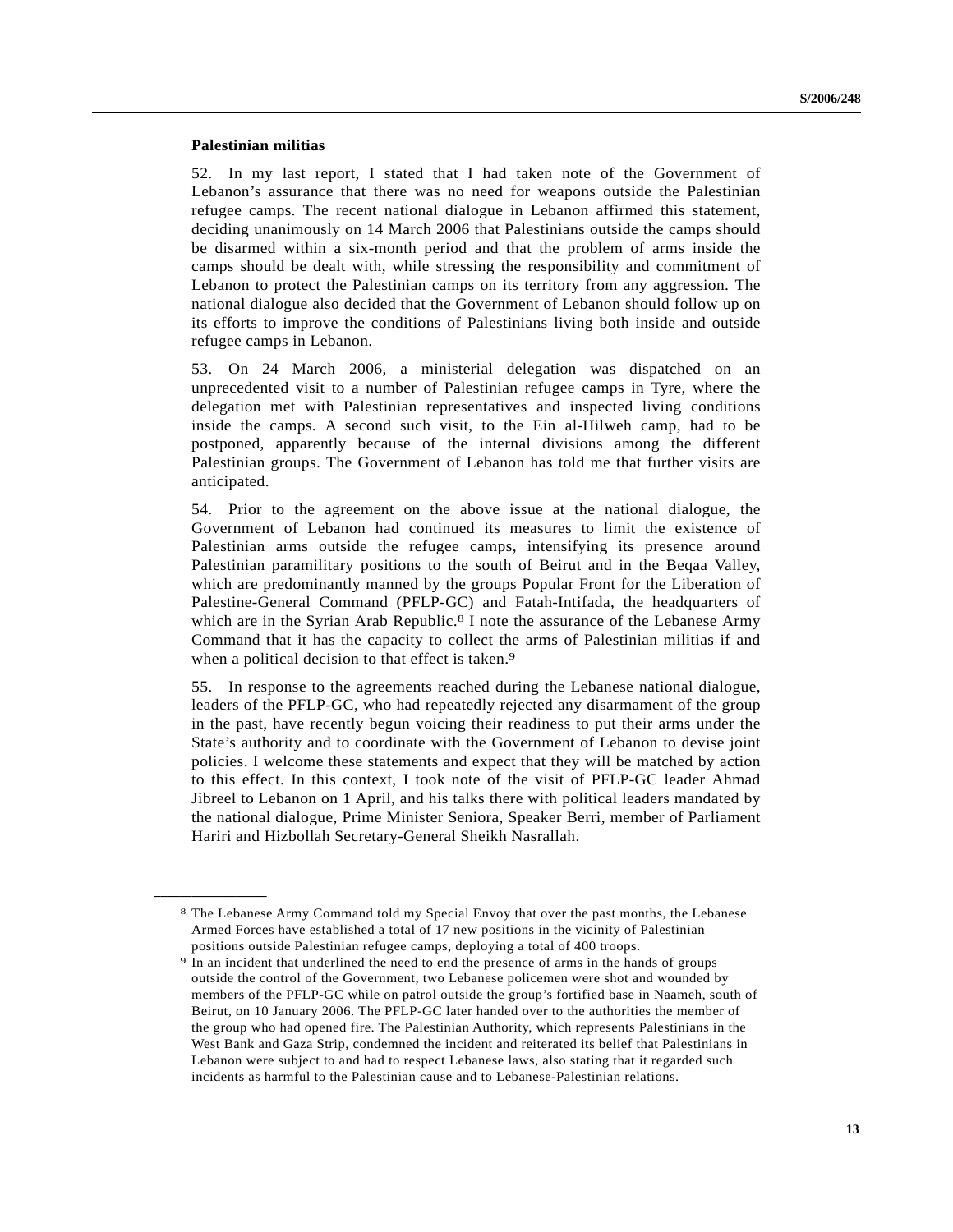**Palestinian militias**

52. In my last report, I stated that I had taken note of the Government of Lebanon's assurance that there was no need for weapons outside the Palestinian refugee camps. The recent national dialogue in Lebanon affirmed this statement, deciding unanimously on 14 March 2006 that Palestinians outside the camps should be disarmed within a six-month period and that the problem of arms inside the camps should be dealt with, while stressing the responsibility and commitment of Lebanon to protect the Palestinian camps on its territory from any aggression. The national dialogue also decided that the Government of Lebanon should follow up on its efforts to improve the conditions of Palestinians living both inside and outside refugee camps in Lebanon.

53. On 24 March 2006, a ministerial delegation was dispatched on an unprecedented visit to a number of Palestinian refugee camps in Tyre, where the delegation met with Palestinian representatives and inspected living conditions inside the camps. A second such visit, to the Ein al-Hilweh camp, had to be postponed, apparently because of the internal divisions among the different Palestinian groups. The Government of Lebanon has told me that further visits are anticipated.

54. Prior to the agreement on the above issue at the national dialogue, the Government of Lebanon had continued its measures to limit the existence of Palestinian arms outside the refugee camps, intensifying its presence around Palestinian paramilitary positions to the south of Beirut and in the Beqaa Valley, which are predominantly manned by the groups Popular Front for the Liberation of Palestine-General Command (PFLP-GC) and Fatah-Intifada, the headquarters of which are in the Syrian Arab Republic.[8] I note the assurance of the Lebanese Army Command that it has the capacity to collect the arms of Palestinian militias if and when a political decision to that effect is taken.[9]

55. In response to the agreements reached during the Lebanese national dialogue, leaders of the PFLP-GC, who had repeatedly rejected any disarmament of the group in the past, have recently begun voicing their readiness to put their arms under the State's authority and to coordinate with the Government of Lebanon to devise joint policies. I welcome these statements and expect that they will be matched by action to this effect. In this context, I took note of the visit of PFLP-GC leader Ahmad Jibreel to Lebanon on 1 April, and his talks there with political leaders mandated by the national dialogue, Prime Minister Seniora, Speaker Berri, member of Parliament Hariri and Hizbollah Secretary-General Sheikh Nasrallah.

---

[8] The Lebanese Army Command told my Special Envoy that over the past months, the Lebanese Armed Forces have established a total of 17 new positions in the vicinity of Palestinian positions outside Palestinian refugee camps, deploying a total of 400 troops.

[9] In an incident that underlined the need to end the presence of arms in the hands of groups outside the control of the Government, two Lebanese policemen were shot and wounded by members of the PFLP-GC while on patrol outside the group's fortified base in Naameh, south of Beirut, on 10 January 2006. The PFLP-GC later handed over to the authorities the member of the group who had opened fire. The Palestinian Authority, which represents Palestinians in the West Bank and Gaza Strip, condemned the incident and reiterated its belief that Palestinians in Lebanon were subject to and had to respect Lebanese laws, also stating that it regarded such incidents as harmful to the Palestinian cause and to Lebanese-Palestinian relations.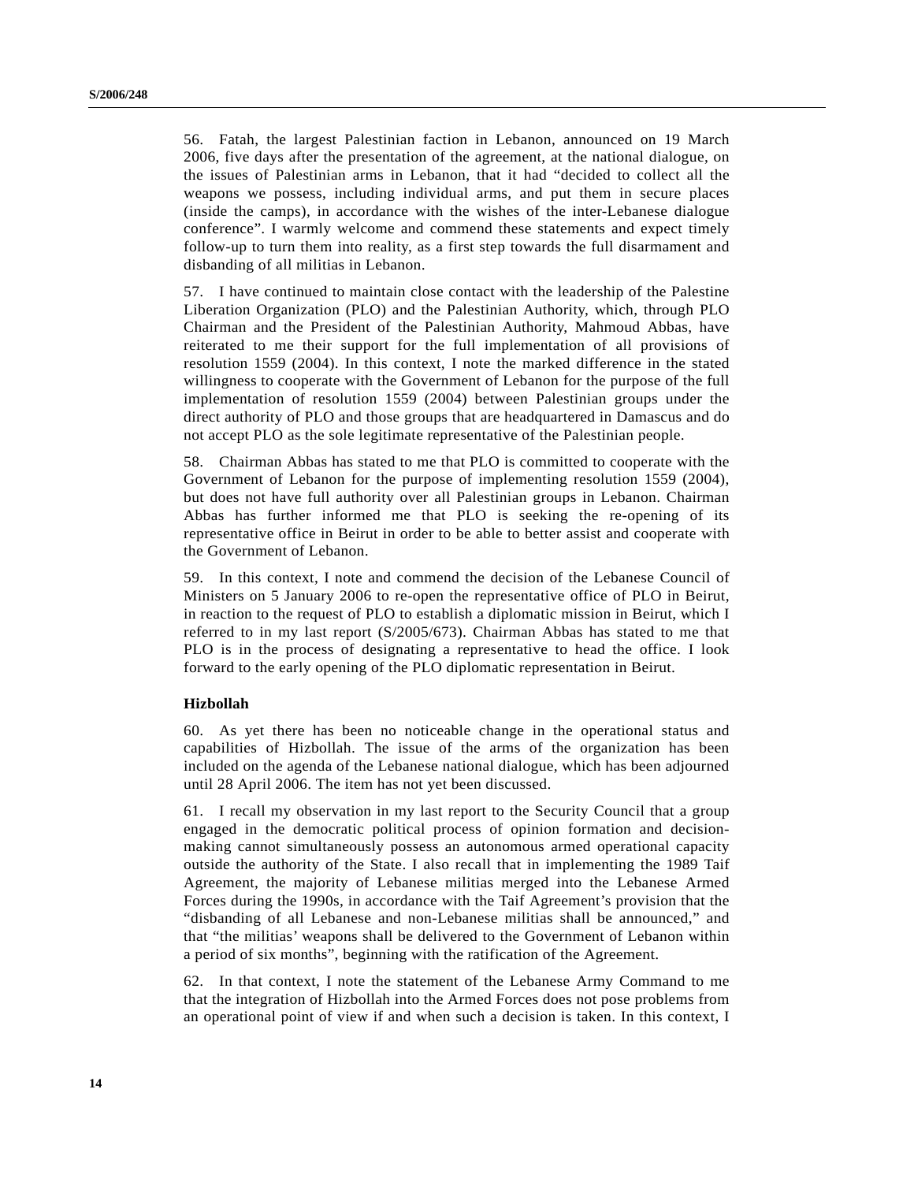56. Fatah, the largest Palestinian faction in Lebanon, announced on 19 March 2006, five days after the presentation of the agreement, at the national dialogue, on the issues of Palestinian arms in Lebanon, that it had "decided to collect all the weapons we possess, including individual arms, and put them in secure places (inside the camps), in accordance with the wishes of the inter-Lebanese dialogue conference". I warmly welcome and commend these statements and expect timely follow-up to turn them into reality, as a first step towards the full disarmament and disbanding of all militias in Lebanon.

57. I have continued to maintain close contact with the leadership of the Palestine Liberation Organization (PLO) and the Palestinian Authority, which, through PLO Chairman and the President of the Palestinian Authority, Mahmoud Abbas, have reiterated to me their support for the full implementation of all provisions of resolution 1559 (2004). In this context, I note the marked difference in the stated willingness to cooperate with the Government of Lebanon for the purpose of the full implementation of resolution 1559 (2004) between Palestinian groups under the direct authority of PLO and those groups that are headquartered in Damascus and do not accept PLO as the sole legitimate representative of the Palestinian people.

58. Chairman Abbas has stated to me that PLO is committed to cooperate with the Government of Lebanon for the purpose of implementing resolution 1559 (2004), but does not have full authority over all Palestinian groups in Lebanon. Chairman Abbas has further informed me that PLO is seeking the re-opening of its representative office in Beirut in order to be able to better assist and cooperate with the Government of Lebanon.

59. In this context, I note and commend the decision of the Lebanese Council of Ministers on 5 January 2006 to re-open the representative office of PLO in Beirut, in reaction to the request of PLO to establish a diplomatic mission in Beirut, which I referred to in my last report (S/2005/673). Chairman Abbas has stated to me that PLO is in the process of designating a representative to head the office. I look forward to the early opening of the PLO diplomatic representation in Beirut.

**Hizbollah**

60. As yet there has been no noticeable change in the operational status and capabilities of Hizbollah. The issue of the arms of the organization has been included on the agenda of the Lebanese national dialogue, which has been adjourned until 28 April 2006. The item has not yet been discussed.

61. I recall my observation in my last report to the Security Council that a group engaged in the democratic political process of opinion formation and decision-making cannot simultaneously possess an autonomous armed operational capacity outside the authority of the State. I also recall that in implementing the 1989 Taif Agreement, the majority of Lebanese militias merged into the Lebanese Armed Forces during the 1990s, in accordance with the Taif Agreement's provision that the "disbanding of all Lebanese and non-Lebanese militias shall be announced," and that "the militias' weapons shall be delivered to the Government of Lebanon within a period of six months", beginning with the ratification of the Agreement.

62. In that context, I note the statement of the Lebanese Army Command to me that the integration of Hizbollah into the Armed Forces does not pose problems from an operational point of view if and when such a decision is taken. In this context, I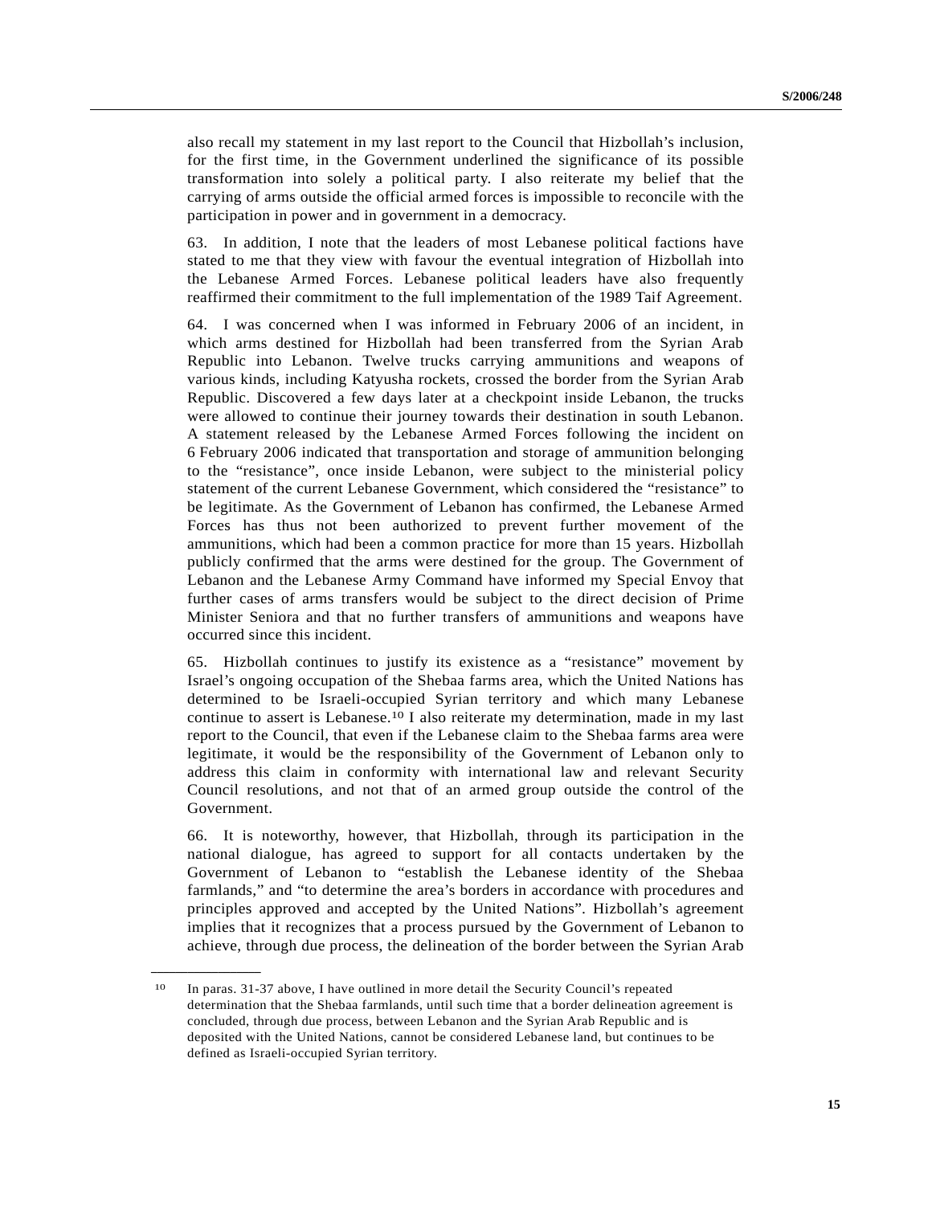also recall my statement in my last report to the Council that Hizbollah's inclusion, for the first time, in the Government underlined the significance of its possible transformation into solely a political party. I also reiterate my belief that the carrying of arms outside the official armed forces is impossible to reconcile with the participation in power and in government in a democracy.

63. In addition, I note that the leaders of most Lebanese political factions have stated to me that they view with favour the eventual integration of Hizbollah into the Lebanese Armed Forces. Lebanese political leaders have also frequently reaffirmed their commitment to the full implementation of the 1989 Taif Agreement.

64. I was concerned when I was informed in February 2006 of an incident, in which arms destined for Hizbollah had been transferred from the Syrian Arab Republic into Lebanon. Twelve trucks carrying ammunitions and weapons of various kinds, including Katyusha rockets, crossed the border from the Syrian Arab Republic. Discovered a few days later at a checkpoint inside Lebanon, the trucks were allowed to continue their journey towards their destination in south Lebanon. A statement released by the Lebanese Armed Forces following the incident on 6 February 2006 indicated that transportation and storage of ammunition belonging to the "resistance", once inside Lebanon, were subject to the ministerial policy statement of the current Lebanese Government, which considered the "resistance" to be legitimate. As the Government of Lebanon has confirmed, the Lebanese Armed Forces has thus not been authorized to prevent further movement of the ammunitions, which had been a common practice for more than 15 years. Hizbollah publicly confirmed that the arms were destined for the group. The Government of Lebanon and the Lebanese Army Command have informed my Special Envoy that further cases of arms transfers would be subject to the direct decision of Prime Minister Seniora and that no further transfers of ammunitions and weapons have occurred since this incident.

65. Hizbollah continues to justify its existence as a "resistance" movement by Israel's ongoing occupation of the Shebaa farms area, which the United Nations has determined to be Israeli-occupied Syrian territory and which many Lebanese continue to assert is Lebanese.[10] I also reiterate my determination, made in my last report to the Council, that even if the Lebanese claim to the Shebaa farms area were legitimate, it would be the responsibility of the Government of Lebanon only to address this claim in conformity with international law and relevant Security Council resolutions, and not that of an armed group outside the control of the Government.

66. It is noteworthy, however, that Hizbollah, through its participation in the national dialogue, has agreed to support for all contacts undertaken by the Government of Lebanon to "establish the Lebanese identity of the Shebaa farmlands," and "to determine the area's borders in accordance with procedures and principles approved and accepted by the United Nations". Hizbollah's agreement implies that it recognizes that a process pursued by the Government of Lebanon to achieve, through due process, the delineation of the border between the Syrian Arab

---

[10] In paras. 31-37 above, I have outlined in more detail the Security Council's repeated determination that the Shebaa farmlands, until such time that a border delineation agreement is concluded, through due process, between Lebanon and the Syrian Arab Republic and is deposited with the United Nations, cannot be considered Lebanese land, but continues to be defined as Israeli-occupied Syrian territory.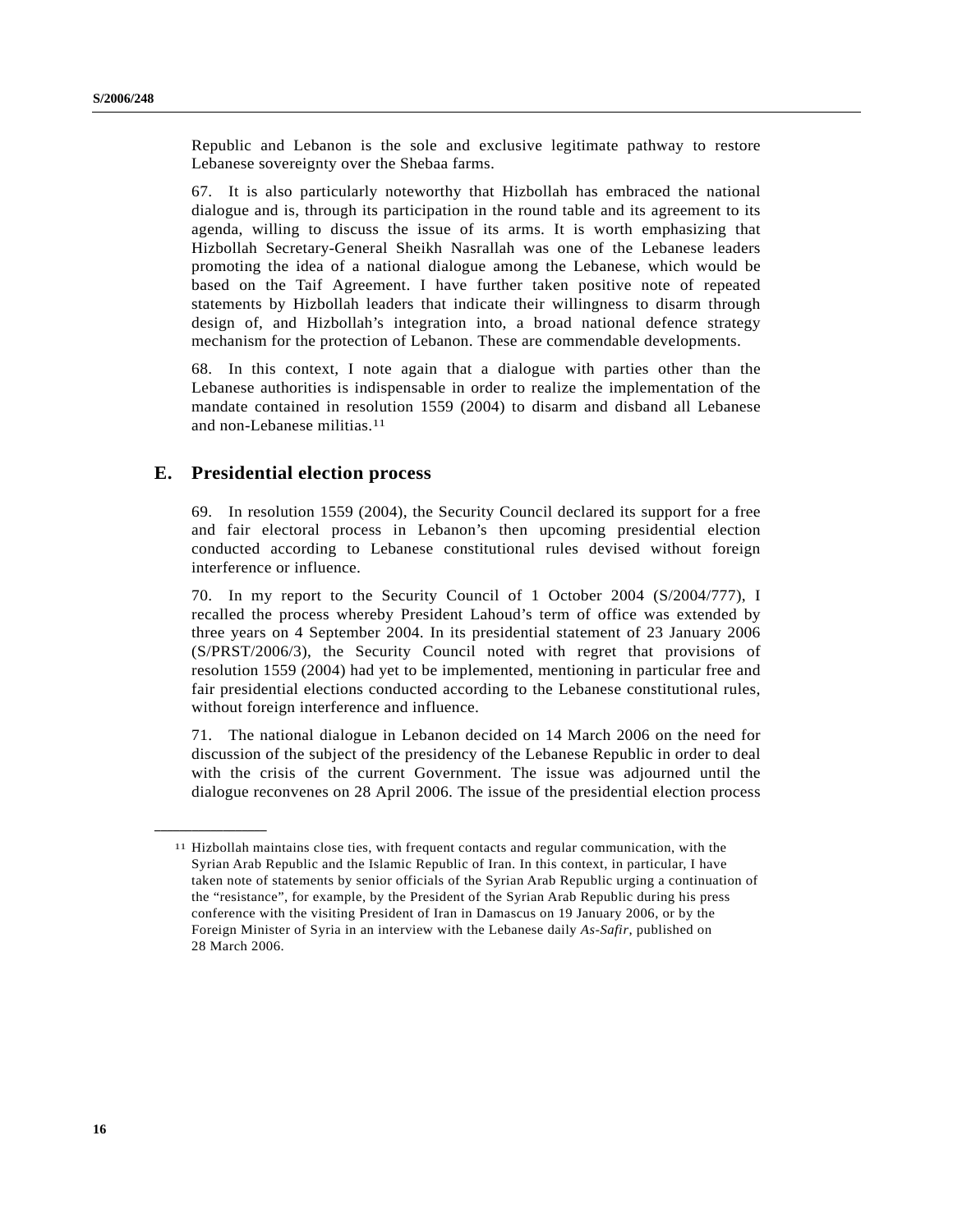Republic and Lebanon is the sole and exclusive legitimate pathway to restore Lebanese sovereignty over the Shebaa farms.

67. It is also particularly noteworthy that Hizbollah has embraced the national dialogue and is, through its participation in the round table and its agreement to its agenda, willing to discuss the issue of its arms. It is worth emphasizing that Hizbollah Secretary-General Sheikh Nasrallah was one of the Lebanese leaders promoting the idea of a national dialogue among the Lebanese, which would be based on the Taif Agreement. I have further taken positive note of repeated statements by Hizbollah leaders that indicate their willingness to disarm through design of, and Hizbollah's integration into, a broad national defence strategy mechanism for the protection of Lebanon. These are commendable developments.

68. In this context, I note again that a dialogue with parties other than the Lebanese authorities is indispensable in order to realize the implementation of the mandate contained in resolution 1559 (2004) to disarm and disband all Lebanese and non-Lebanese militias.[11]

## E. Presidential election process

69. In resolution 1559 (2004), the Security Council declared its support for a free and fair electoral process in Lebanon's then upcoming presidential election conducted according to Lebanese constitutional rules devised without foreign interference or influence.

70. In my report to the Security Council of 1 October 2004 (S/2004/777), I recalled the process whereby President Lahoud's term of office was extended by three years on 4 September 2004. In its presidential statement of 23 January 2006 (S/PRST/2006/3), the Security Council noted with regret that provisions of resolution 1559 (2004) had yet to be implemented, mentioning in particular free and fair presidential elections conducted according to the Lebanese constitutional rules, without foreign interference and influence.

71. The national dialogue in Lebanon decided on 14 March 2006 on the need for discussion of the subject of the presidency of the Lebanese Republic in order to deal with the crisis of the current Government. The issue was adjourned until the dialogue reconvenes on 28 April 2006. The issue of the presidential election process

---

[11] Hizbollah maintains close ties, with frequent contacts and regular communication, with the Syrian Arab Republic and the Islamic Republic of Iran. In this context, in particular, I have taken note of statements by senior officials of the Syrian Arab Republic urging a continuation of the "resistance", for example, by the President of the Syrian Arab Republic during his press conference with the visiting President of Iran in Damascus on 19 January 2006, or by the Foreign Minister of Syria in an interview with the Lebanese daily *As-Safir*, published on 28 March 2006.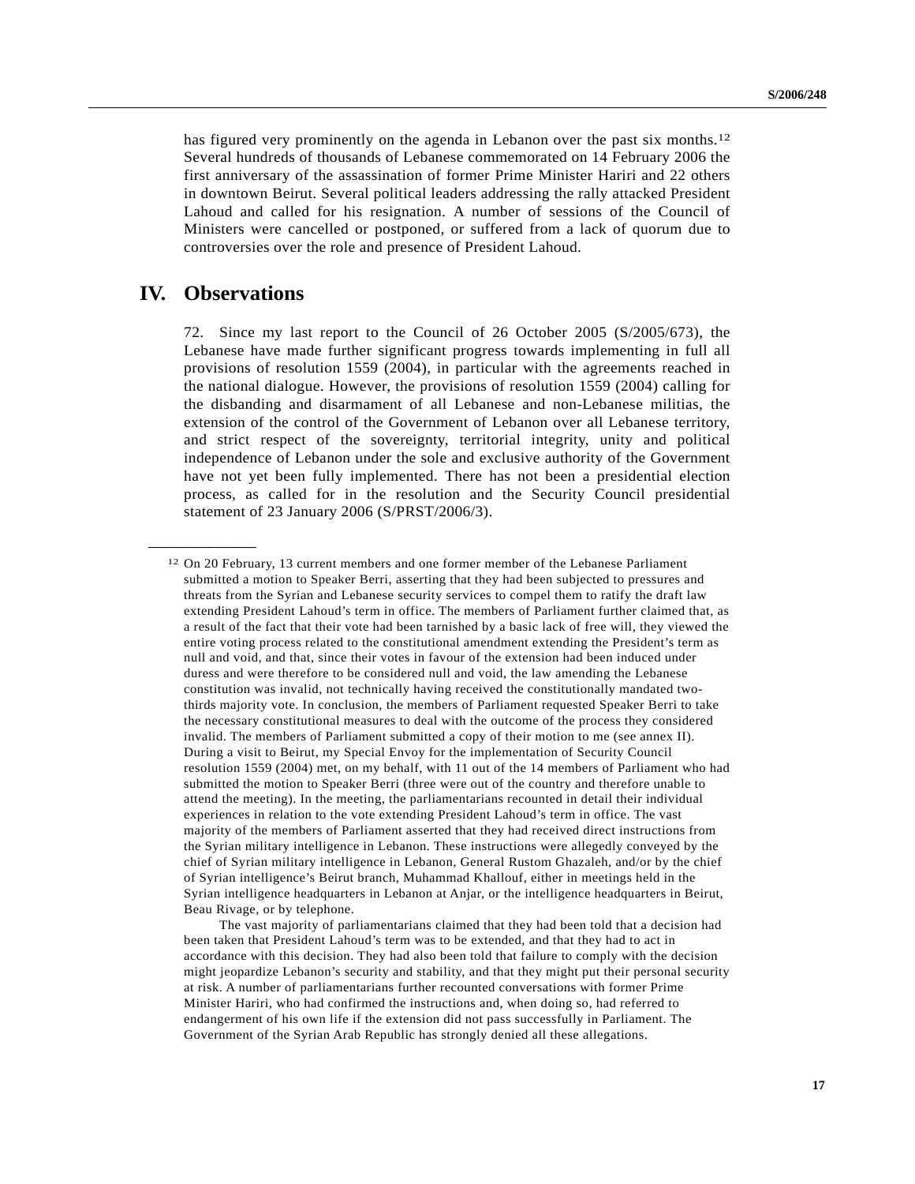has figured very prominently on the agenda in Lebanon over the past six months.[12] Several hundreds of thousands of Lebanese commemorated on 14 February 2006 the first anniversary of the assassination of former Prime Minister Hariri and 22 others in downtown Beirut. Several political leaders addressing the rally attacked President Lahoud and called for his resignation. A number of sessions of the Council of Ministers were cancelled or postponed, or suffered from a lack of quorum due to controversies over the role and presence of President Lahoud.

# IV. Observations

72. Since my last report to the Council of 26 October 2005 (S/2005/673), the Lebanese have made further significant progress towards implementing in full all provisions of resolution 1559 (2004), in particular with the agreements reached in the national dialogue. However, the provisions of resolution 1559 (2004) calling for the disbanding and disarmament of all Lebanese and non-Lebanese militias, the extension of the control of the Government of Lebanon over all Lebanese territory, and strict respect of the sovereignty, territorial integrity, unity and political independence of Lebanon under the sole and exclusive authority of the Government have not yet been fully implemented. There has not been a presidential election process, as called for in the resolution and the Security Council presidential statement of 23 January 2006 (S/PRST/2006/3).

---

[12] On 20 February, 13 current members and one former member of the Lebanese Parliament submitted a motion to Speaker Berri, asserting that they had been subjected to pressures and threats from the Syrian and Lebanese security services to compel them to ratify the draft law extending President Lahoud's term in office. The members of Parliament further claimed that, as a result of the fact that their vote had been tarnished by a basic lack of free will, they viewed the entire voting process related to the constitutional amendment extending the President's term as null and void, and that, since their votes in favour of the extension had been induced under duress and were therefore to be considered null and void, the law amending the Lebanese constitution was invalid, not technically having received the constitutionally mandated two-thirds majority vote. In conclusion, the members of Parliament requested Speaker Berri to take the necessary constitutional measures to deal with the outcome of the process they considered invalid. The members of Parliament submitted a copy of their motion to me (see annex II). During a visit to Beirut, my Special Envoy for the implementation of Security Council resolution 1559 (2004) met, on my behalf, with 11 out of the 14 members of Parliament who had submitted the motion to Speaker Berri (three were out of the country and therefore unable to attend the meeting). In the meeting, the parliamentarians recounted in detail their individual experiences in relation to the vote extending President Lahoud's term in office. The vast majority of the members of Parliament asserted that they had received direct instructions from the Syrian military intelligence in Lebanon. These instructions were allegedly conveyed by the chief of Syrian military intelligence in Lebanon, General Rustom Ghazaleh, and/or by the chief of Syrian intelligence's Beirut branch, Muhammad Khallouf, either in meetings held in the Syrian intelligence headquarters in Lebanon at Anjar, or the intelligence headquarters in Beirut, Beau Rivage, or by telephone.

The vast majority of parliamentarians claimed that they had been told that a decision had been taken that President Lahoud's term was to be extended, and that they had to act in accordance with this decision. They had also been told that failure to comply with the decision might jeopardize Lebanon's security and stability, and that they might put their personal security at risk. A number of parliamentarians further recounted conversations with former Prime Minister Hariri, who had confirmed the instructions and, when doing so, had referred to endangerment of his own life if the extension did not pass successfully in Parliament. The Government of the Syrian Arab Republic has strongly denied all these allegations.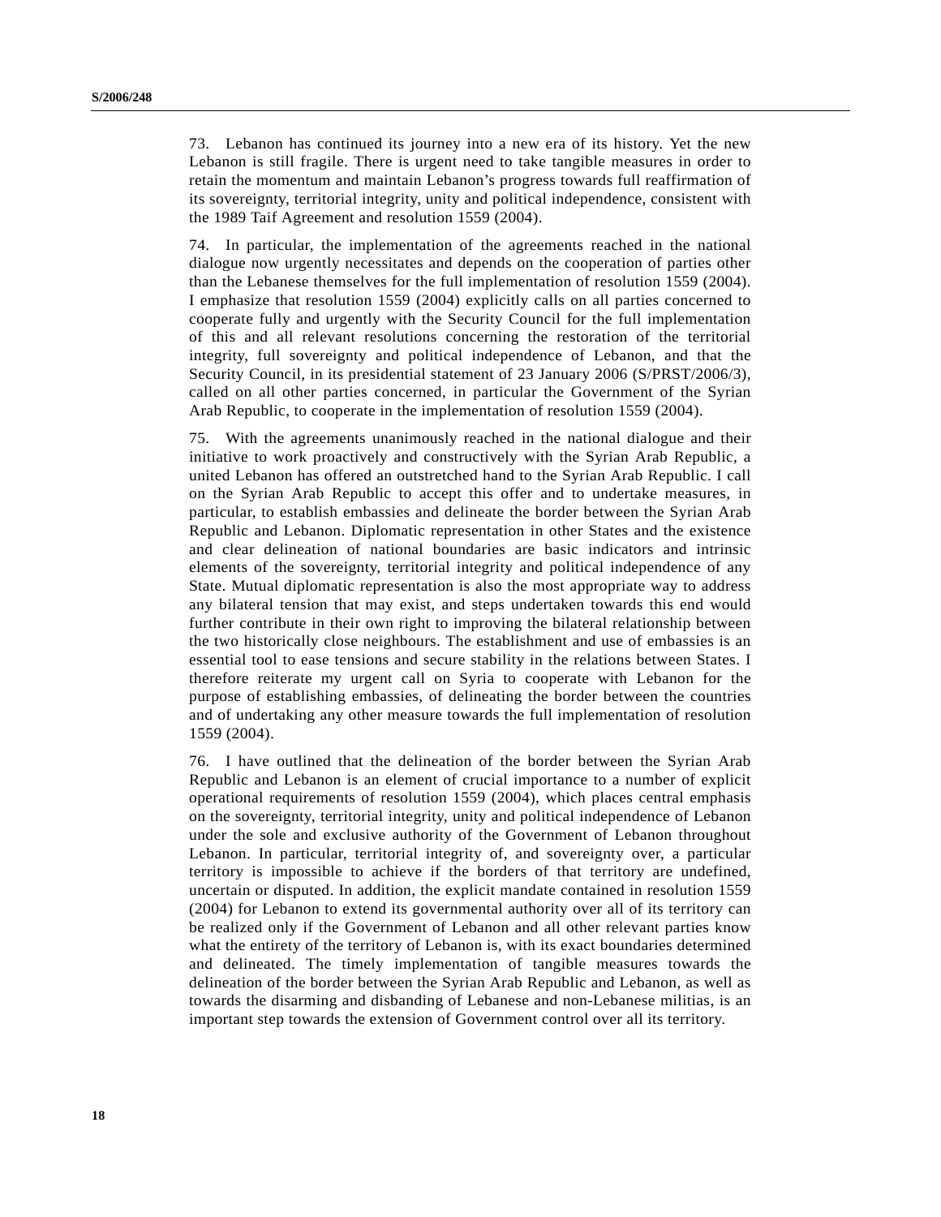73. Lebanon has continued its journey into a new era of its history. Yet the new Lebanon is still fragile. There is urgent need to take tangible measures in order to retain the momentum and maintain Lebanon's progress towards full reaffirmation of its sovereignty, territorial integrity, unity and political independence, consistent with the 1989 Taif Agreement and resolution 1559 (2004).

74. In particular, the implementation of the agreements reached in the national dialogue now urgently necessitates and depends on the cooperation of parties other than the Lebanese themselves for the full implementation of resolution 1559 (2004). I emphasize that resolution 1559 (2004) explicitly calls on all parties concerned to cooperate fully and urgently with the Security Council for the full implementation of this and all relevant resolutions concerning the restoration of the territorial integrity, full sovereignty and political independence of Lebanon, and that the Security Council, in its presidential statement of 23 January 2006 (S/PRST/2006/3), called on all other parties concerned, in particular the Government of the Syrian Arab Republic, to cooperate in the implementation of resolution 1559 (2004).

75. With the agreements unanimously reached in the national dialogue and their initiative to work proactively and constructively with the Syrian Arab Republic, a united Lebanon has offered an outstretched hand to the Syrian Arab Republic. I call on the Syrian Arab Republic to accept this offer and to undertake measures, in particular, to establish embassies and delineate the border between the Syrian Arab Republic and Lebanon. Diplomatic representation in other States and the existence and clear delineation of national boundaries are basic indicators and intrinsic elements of the sovereignty, territorial integrity and political independence of any State. Mutual diplomatic representation is also the most appropriate way to address any bilateral tension that may exist, and steps undertaken towards this end would further contribute in their own right to improving the bilateral relationship between the two historically close neighbours. The establishment and use of embassies is an essential tool to ease tensions and secure stability in the relations between States. I therefore reiterate my urgent call on Syria to cooperate with Lebanon for the purpose of establishing embassies, of delineating the border between the countries and of undertaking any other measure towards the full implementation of resolution 1559 (2004).

76. I have outlined that the delineation of the border between the Syrian Arab Republic and Lebanon is an element of crucial importance to a number of explicit operational requirements of resolution 1559 (2004), which places central emphasis on the sovereignty, territorial integrity, unity and political independence of Lebanon under the sole and exclusive authority of the Government of Lebanon throughout Lebanon. In particular, territorial integrity of, and sovereignty over, a particular territory is impossible to achieve if the borders of that territory are undefined, uncertain or disputed. In addition, the explicit mandate contained in resolution 1559 (2004) for Lebanon to extend its governmental authority over all of its territory can be realized only if the Government of Lebanon and all other relevant parties know what the entirety of the territory of Lebanon is, with its exact boundaries determined and delineated. The timely implementation of tangible measures towards the delineation of the border between the Syrian Arab Republic and Lebanon, as well as towards the disarming and disbanding of Lebanese and non-Lebanese militias, is an important step towards the extension of Government control over all its territory.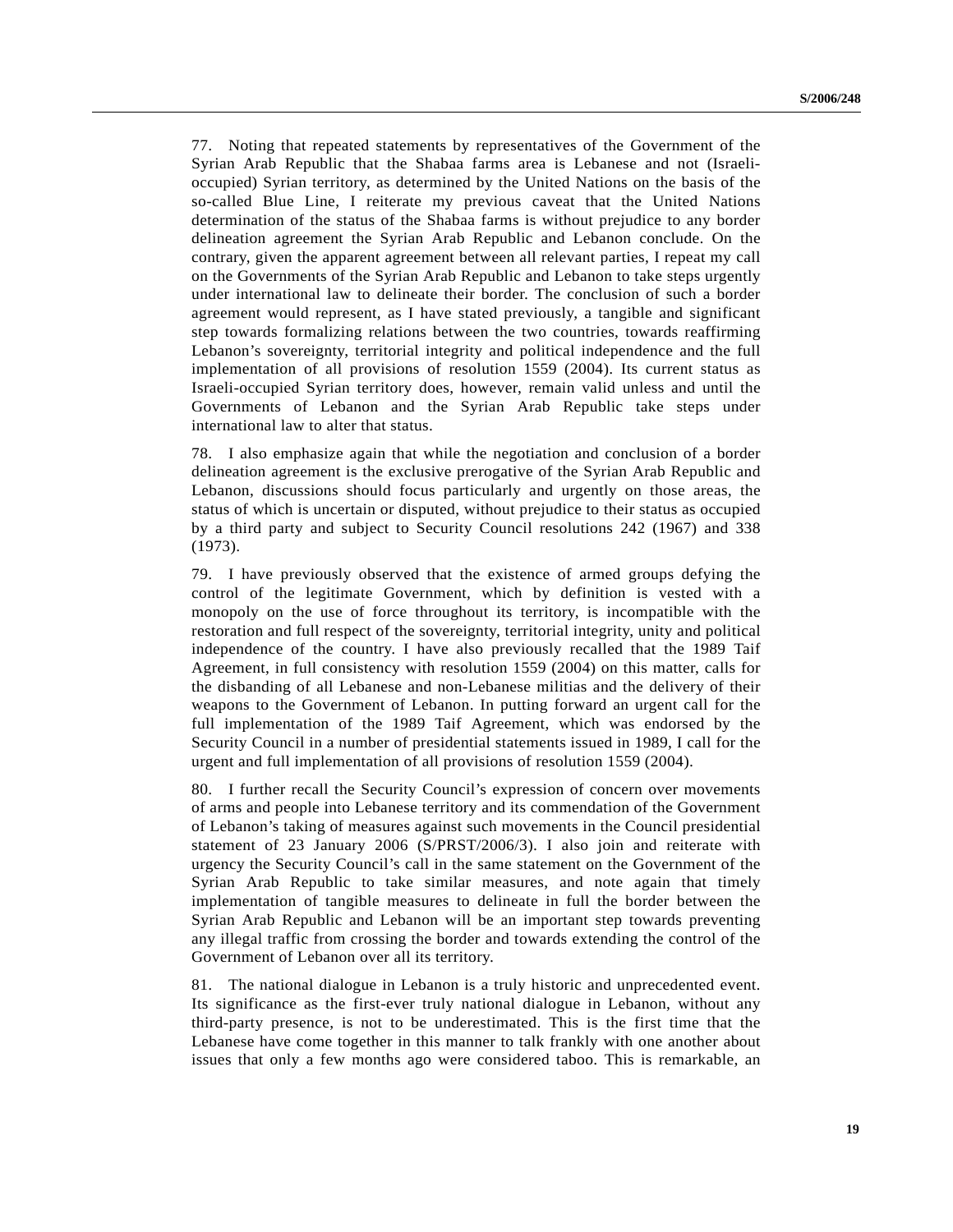77. Noting that repeated statements by representatives of the Government of the Syrian Arab Republic that the Shabaa farms area is Lebanese and not (Israeli-occupied) Syrian territory, as determined by the United Nations on the basis of the so-called Blue Line, I reiterate my previous caveat that the United Nations determination of the status of the Shabaa farms is without prejudice to any border delineation agreement the Syrian Arab Republic and Lebanon conclude. On the contrary, given the apparent agreement between all relevant parties, I repeat my call on the Governments of the Syrian Arab Republic and Lebanon to take steps urgently under international law to delineate their border. The conclusion of such a border agreement would represent, as I have stated previously, a tangible and significant step towards formalizing relations between the two countries, towards reaffirming Lebanon's sovereignty, territorial integrity and political independence and the full implementation of all provisions of resolution 1559 (2004). Its current status as Israeli-occupied Syrian territory does, however, remain valid unless and until the Governments of Lebanon and the Syrian Arab Republic take steps under international law to alter that status.

78. I also emphasize again that while the negotiation and conclusion of a border delineation agreement is the exclusive prerogative of the Syrian Arab Republic and Lebanon, discussions should focus particularly and urgently on those areas, the status of which is uncertain or disputed, without prejudice to their status as occupied by a third party and subject to Security Council resolutions 242 (1967) and 338 (1973).

79. I have previously observed that the existence of armed groups defying the control of the legitimate Government, which by definition is vested with a monopoly on the use of force throughout its territory, is incompatible with the restoration and full respect of the sovereignty, territorial integrity, unity and political independence of the country. I have also previously recalled that the 1989 Taif Agreement, in full consistency with resolution 1559 (2004) on this matter, calls for the disbanding of all Lebanese and non-Lebanese militias and the delivery of their weapons to the Government of Lebanon. In putting forward an urgent call for the full implementation of the 1989 Taif Agreement, which was endorsed by the Security Council in a number of presidential statements issued in 1989, I call for the urgent and full implementation of all provisions of resolution 1559 (2004).

80. I further recall the Security Council's expression of concern over movements of arms and people into Lebanese territory and its commendation of the Government of Lebanon's taking of measures against such movements in the Council presidential statement of 23 January 2006 (S/PRST/2006/3). I also join and reiterate with urgency the Security Council's call in the same statement on the Government of the Syrian Arab Republic to take similar measures, and note again that timely implementation of tangible measures to delineate in full the border between the Syrian Arab Republic and Lebanon will be an important step towards preventing any illegal traffic from crossing the border and towards extending the control of the Government of Lebanon over all its territory.

81. The national dialogue in Lebanon is a truly historic and unprecedented event. Its significance as the first-ever truly national dialogue in Lebanon, without any third-party presence, is not to be underestimated. This is the first time that the Lebanese have come together in this manner to talk frankly with one another about issues that only a few months ago were considered taboo. This is remarkable, an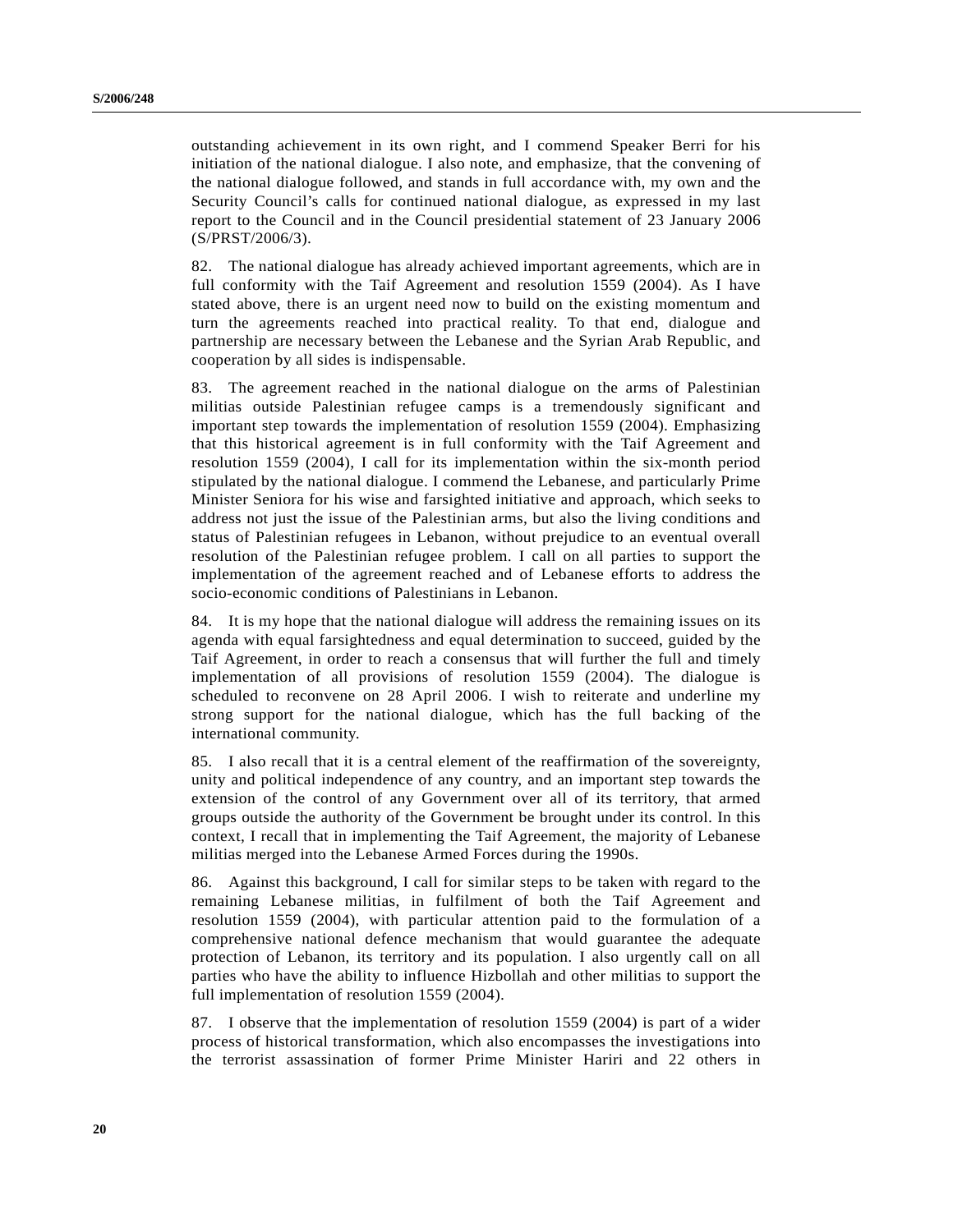outstanding achievement in its own right, and I commend Speaker Berri for his initiation of the national dialogue. I also note, and emphasize, that the convening of the national dialogue followed, and stands in full accordance with, my own and the Security Council's calls for continued national dialogue, as expressed in my last report to the Council and in the Council presidential statement of 23 January 2006 (S/PRST/2006/3).

82. The national dialogue has already achieved important agreements, which are in full conformity with the Taif Agreement and resolution 1559 (2004). As I have stated above, there is an urgent need now to build on the existing momentum and turn the agreements reached into practical reality. To that end, dialogue and partnership are necessary between the Lebanese and the Syrian Arab Republic, and cooperation by all sides is indispensable.

83. The agreement reached in the national dialogue on the arms of Palestinian militias outside Palestinian refugee camps is a tremendously significant and important step towards the implementation of resolution 1559 (2004). Emphasizing that this historical agreement is in full conformity with the Taif Agreement and resolution 1559 (2004), I call for its implementation within the six-month period stipulated by the national dialogue. I commend the Lebanese, and particularly Prime Minister Seniora for his wise and farsighted initiative and approach, which seeks to address not just the issue of the Palestinian arms, but also the living conditions and status of Palestinian refugees in Lebanon, without prejudice to an eventual overall resolution of the Palestinian refugee problem. I call on all parties to support the implementation of the agreement reached and of Lebanese efforts to address the socio-economic conditions of Palestinians in Lebanon.

84. It is my hope that the national dialogue will address the remaining issues on its agenda with equal farsightedness and equal determination to succeed, guided by the Taif Agreement, in order to reach a consensus that will further the full and timely implementation of all provisions of resolution 1559 (2004). The dialogue is scheduled to reconvene on 28 April 2006. I wish to reiterate and underline my strong support for the national dialogue, which has the full backing of the international community.

85. I also recall that it is a central element of the reaffirmation of the sovereignty, unity and political independence of any country, and an important step towards the extension of the control of any Government over all of its territory, that armed groups outside the authority of the Government be brought under its control. In this context, I recall that in implementing the Taif Agreement, the majority of Lebanese militias merged into the Lebanese Armed Forces during the 1990s.

86. Against this background, I call for similar steps to be taken with regard to the remaining Lebanese militias, in fulfilment of both the Taif Agreement and resolution 1559 (2004), with particular attention paid to the formulation of a comprehensive national defence mechanism that would guarantee the adequate protection of Lebanon, its territory and its population. I also urgently call on all parties who have the ability to influence Hizbollah and other militias to support the full implementation of resolution 1559 (2004).

87. I observe that the implementation of resolution 1559 (2004) is part of a wider process of historical transformation, which also encompasses the investigations into the terrorist assassination of former Prime Minister Hariri and 22 others in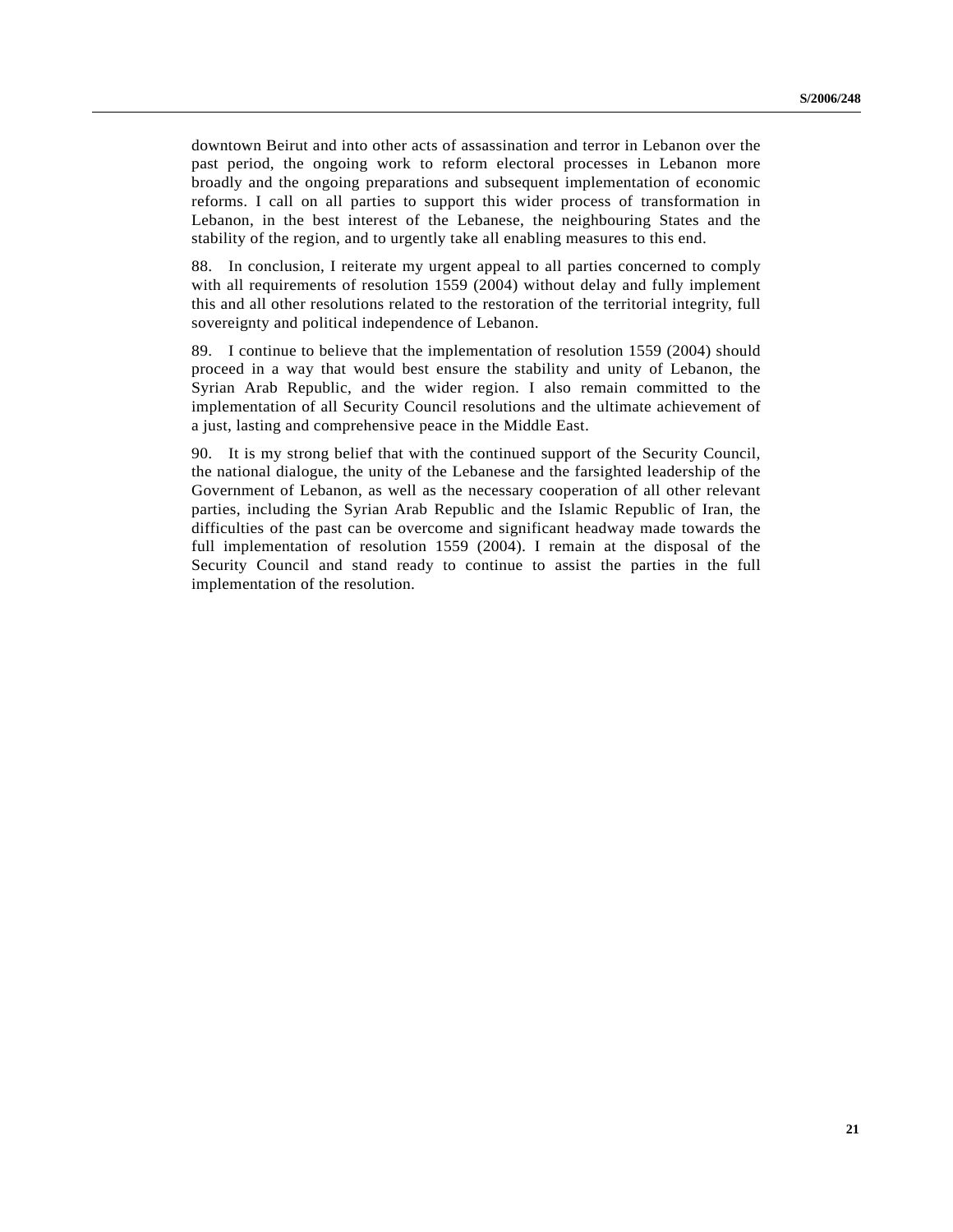downtown Beirut and into other acts of assassination and terror in Lebanon over the past period, the ongoing work to reform electoral processes in Lebanon more broadly and the ongoing preparations and subsequent implementation of economic reforms. I call on all parties to support this wider process of transformation in Lebanon, in the best interest of the Lebanese, the neighbouring States and the stability of the region, and to urgently take all enabling measures to this end.

88. In conclusion, I reiterate my urgent appeal to all parties concerned to comply with all requirements of resolution 1559 (2004) without delay and fully implement this and all other resolutions related to the restoration of the territorial integrity, full sovereignty and political independence of Lebanon.

89. I continue to believe that the implementation of resolution 1559 (2004) should proceed in a way that would best ensure the stability and unity of Lebanon, the Syrian Arab Republic, and the wider region. I also remain committed to the implementation of all Security Council resolutions and the ultimate achievement of a just, lasting and comprehensive peace in the Middle East.

90. It is my strong belief that with the continued support of the Security Council, the national dialogue, the unity of the Lebanese and the farsighted leadership of the Government of Lebanon, as well as the necessary cooperation of all other relevant parties, including the Syrian Arab Republic and the Islamic Republic of Iran, the difficulties of the past can be overcome and significant headway made towards the full implementation of resolution 1559 (2004). I remain at the disposal of the Security Council and stand ready to continue to assist the parties in the full implementation of the resolution.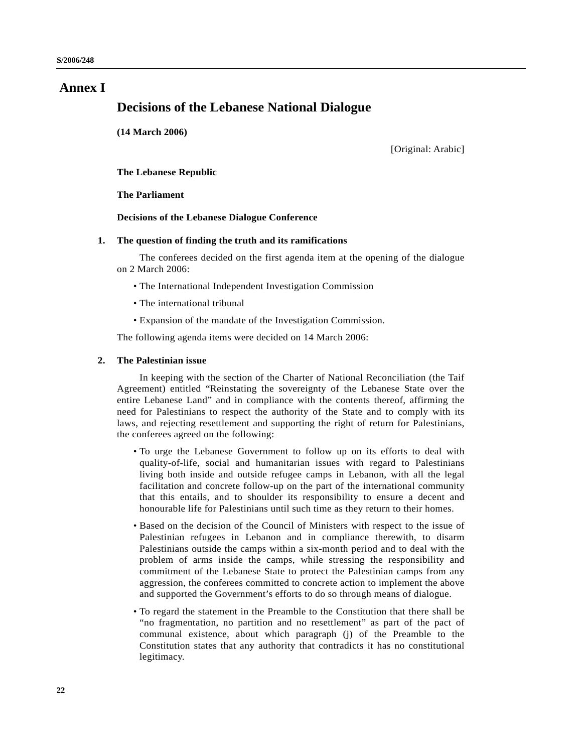# Annex I

## Decisions of the Lebanese National Dialogue

**(14 March 2006)**

[Original: Arabic]

**The Lebanese Republic**

**The Parliament**

**Decisions of the Lebanese Dialogue Conference**

### 1. The question of finding the truth and its ramifications

The conferees decided on the first agenda item at the opening of the dialogue on 2 March 2006:

- The International Independent Investigation Commission
- The international tribunal
- Expansion of the mandate of the Investigation Commission.

The following agenda items were decided on 14 March 2006:

### 2. The Palestinian issue

In keeping with the section of the Charter of National Reconciliation (the Taif Agreement) entitled "Reinstating the sovereignty of the Lebanese State over the entire Lebanese Land" and in compliance with the contents thereof, affirming the need for Palestinians to respect the authority of the State and to comply with its laws, and rejecting resettlement and supporting the right of return for Palestinians, the conferees agreed on the following:

- To urge the Lebanese Government to follow up on its efforts to deal with quality-of-life, social and humanitarian issues with regard to Palestinians living both inside and outside refugee camps in Lebanon, with all the legal facilitation and concrete follow-up on the part of the international community that this entails, and to shoulder its responsibility to ensure a decent and honourable life for Palestinians until such time as they return to their homes.
- Based on the decision of the Council of Ministers with respect to the issue of Palestinian refugees in Lebanon and in compliance therewith, to disarm Palestinians outside the camps within a six-month period and to deal with the problem of arms inside the camps, while stressing the responsibility and commitment of the Lebanese State to protect the Palestinian camps from any aggression, the conferees committed to concrete action to implement the above and supported the Government's efforts to do so through means of dialogue.
- To regard the statement in the Preamble to the Constitution that there shall be "no fragmentation, no partition and no resettlement" as part of the pact of communal existence, about which paragraph (j) of the Preamble to the Constitution states that any authority that contradicts it has no constitutional legitimacy.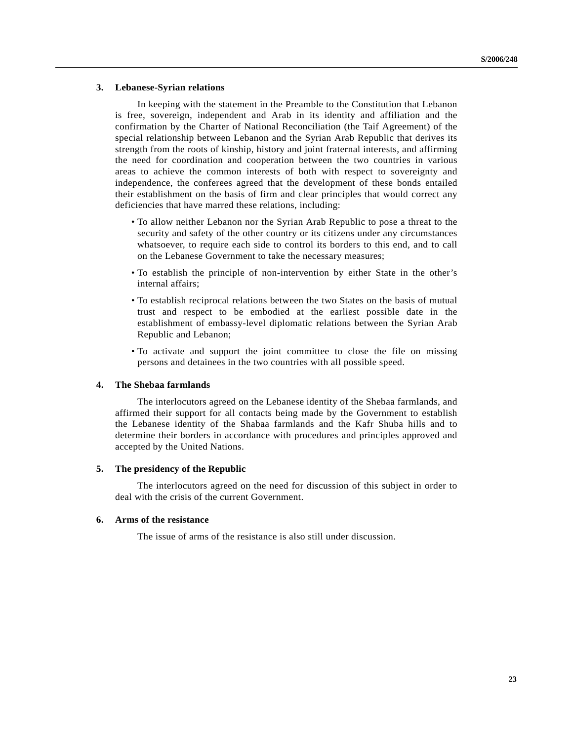### 3. Lebanese-Syrian relations

In keeping with the statement in the Preamble to the Constitution that Lebanon is free, sovereign, independent and Arab in its identity and affiliation and the confirmation by the Charter of National Reconciliation (the Taif Agreement) of the special relationship between Lebanon and the Syrian Arab Republic that derives its strength from the roots of kinship, history and joint fraternal interests, and affirming the need for coordination and cooperation between the two countries in various areas to achieve the common interests of both with respect to sovereignty and independence, the conferees agreed that the development of these bonds entailed their establishment on the basis of firm and clear principles that would correct any deficiencies that have marred these relations, including:

- To allow neither Lebanon nor the Syrian Arab Republic to pose a threat to the security and safety of the other country or its citizens under any circumstances whatsoever, to require each side to control its borders to this end, and to call on the Lebanese Government to take the necessary measures;
- To establish the principle of non-intervention by either State in the other's internal affairs;
- To establish reciprocal relations between the two States on the basis of mutual trust and respect to be embodied at the earliest possible date in the establishment of embassy-level diplomatic relations between the Syrian Arab Republic and Lebanon;
- To activate and support the joint committee to close the file on missing persons and detainees in the two countries with all possible speed.

### 4. The Shebaa farmlands

The interlocutors agreed on the Lebanese identity of the Shebaa farmlands, and affirmed their support for all contacts being made by the Government to establish the Lebanese identity of the Shabaa farmlands and the Kafr Shuba hills and to determine their borders in accordance with procedures and principles approved and accepted by the United Nations.

### 5. The presidency of the Republic

The interlocutors agreed on the need for discussion of this subject in order to deal with the crisis of the current Government.

### 6. Arms of the resistance

The issue of arms of the resistance is also still under discussion.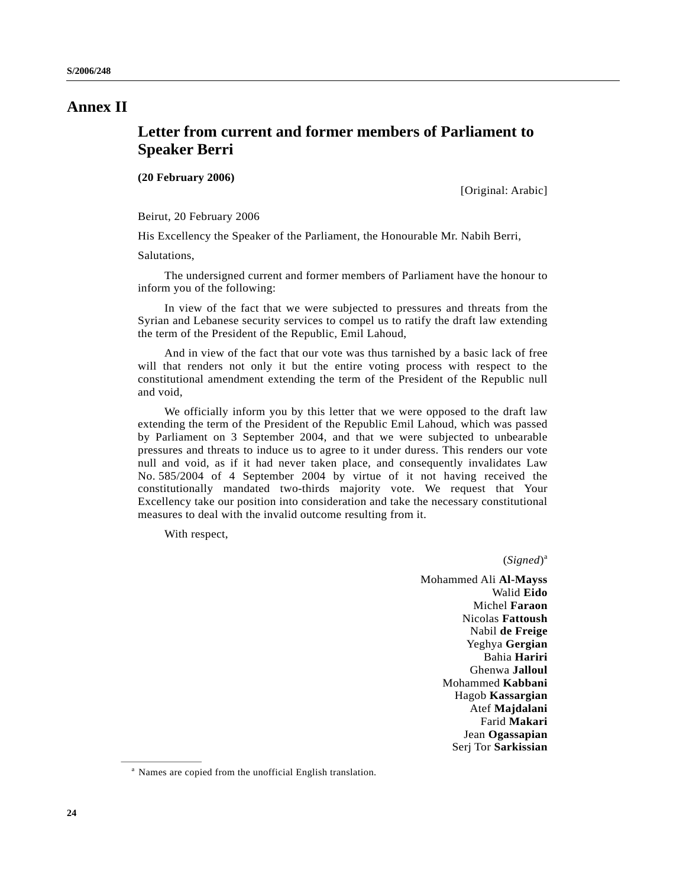# Annex II

## Letter from current and former members of Parliament to Speaker Berri

**(20 February 2006)**

[Original: Arabic]

Beirut, 20 February 2006

His Excellency the Speaker of the Parliament, the Honourable Mr. Nabih Berri,

Salutations,

The undersigned current and former members of Parliament have the honour to inform you of the following:

In view of the fact that we were subjected to pressures and threats from the Syrian and Lebanese security services to compel us to ratify the draft law extending the term of the President of the Republic, Emil Lahoud,

And in view of the fact that our vote was thus tarnished by a basic lack of free will that renders not only it but the entire voting process with respect to the constitutional amendment extending the term of the President of the Republic null and void,

We officially inform you by this letter that we were opposed to the draft law extending the term of the President of the Republic Emil Lahoud, which was passed by Parliament on 3 September 2004, and that we were subjected to unbearable pressures and threats to induce us to agree to it under duress. This renders our vote null and void, as if it had never taken place, and consequently invalidates Law No. 585/2004 of 4 September 2004 by virtue of it not having received the constitutionally mandated two-thirds majority vote. We request that Your Excellency take our position into consideration and take the necessary constitutional measures to deal with the invalid outcome resulting from it.

With respect,

(*Signed*)[a]

Mohammed Ali **Al-Mayss**
Walid **Eido**
Michel **Faraon**
Nicolas **Fattoush**
Nabil **de Freige**
Yeghya **Gergian**
Bahia **Hariri**
Ghenwa **Jalloul**
Mohammed **Kabbani**
Hagob **Kassargian**
Atef **Majdalani**
Farid **Makari**
Jean **Ogassapian**
Serj Tor **Sarkissian**

[a] Names are copied from the unofficial English translation.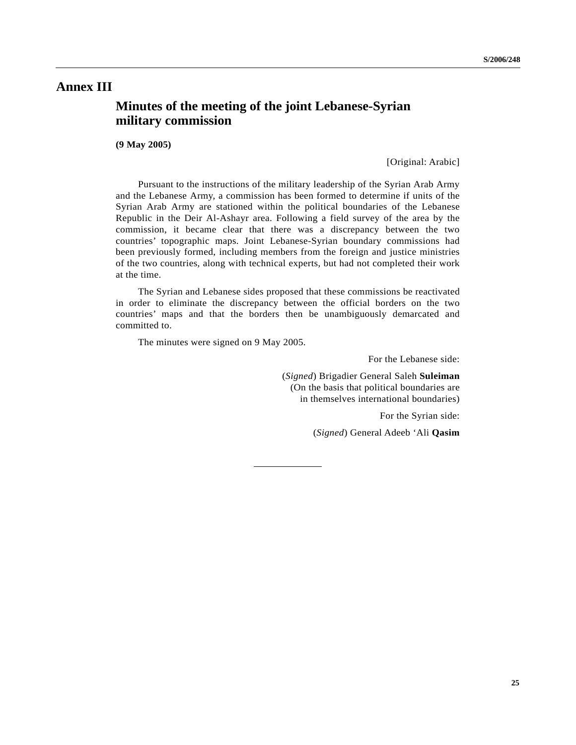# Annex III

## Minutes of the meeting of the joint Lebanese-Syrian military commission

**(9 May 2005)**

[Original: Arabic]

Pursuant to the instructions of the military leadership of the Syrian Arab Army and the Lebanese Army, a commission has been formed to determine if units of the Syrian Arab Army are stationed within the political boundaries of the Lebanese Republic in the Deir Al-Ashayr area. Following a field survey of the area by the commission, it became clear that there was a discrepancy between the two countries' topographic maps. Joint Lebanese-Syrian boundary commissions had been previously formed, including members from the foreign and justice ministries of the two countries, along with technical experts, but had not completed their work at the time.

The Syrian and Lebanese sides proposed that these commissions be reactivated in order to eliminate the discrepancy between the official borders on the two countries' maps and that the borders then be unambiguously demarcated and committed to.

The minutes were signed on 9 May 2005.

For the Lebanese side:

(*Signed*) Brigadier General Saleh **Suleiman**
(On the basis that political boundaries are in themselves international boundaries)

For the Syrian side:

(*Signed*) General Adeeb 'Ali **Qasim**